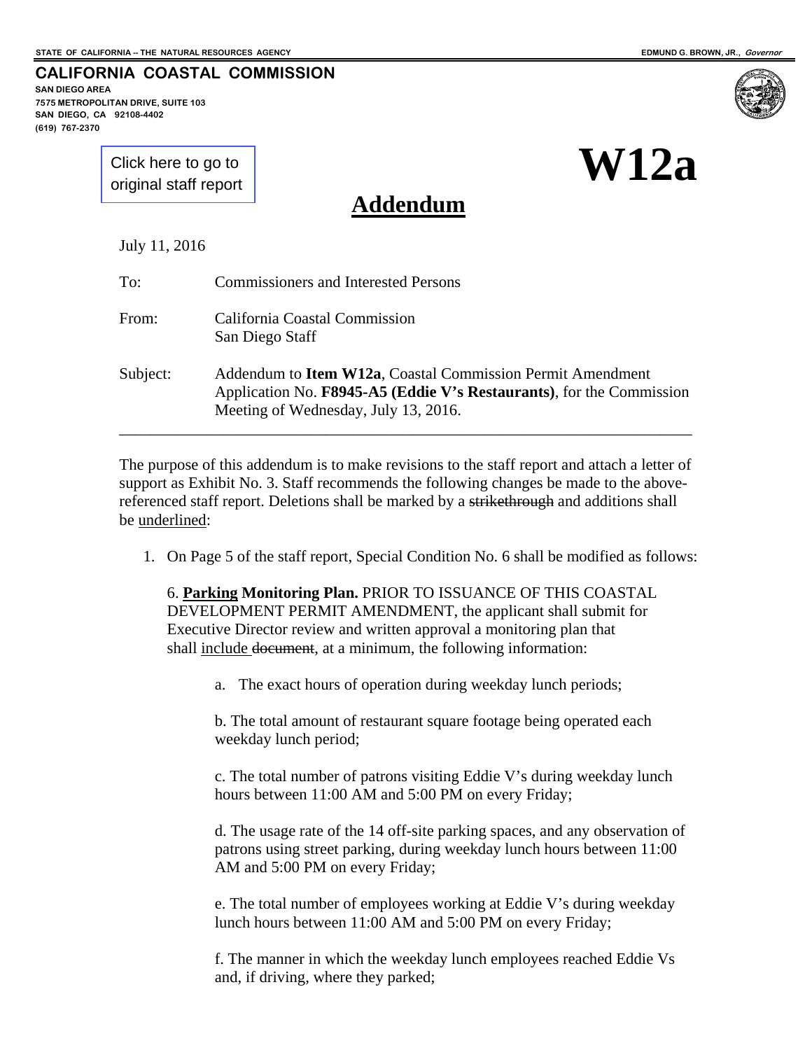STATE OF CALIFORNIA -- THE NATURAL RESOURCES AGENCY EDMUND G. BROWN, JR., *Governor*

**CALIFORNIA COASTAL COMMISSION**
SAN DIEGO AREA
7575 METROPOLITAN DRIVE, SUITE 103
SAN DIEGO, CA 92108-4402
(619) 767-2370

Click here to go to original staff report

# W12a

## <u>Addendum</u>

July 11, 2016

To: Commissioners and Interested Persons

From: California Coastal Commission
San Diego Staff

Subject: Addendum to **Item W12a**, Coastal Commission Permit Amendment Application No. **F8945-A5 (Eddie V's Restaurants)**, for the Commission Meeting of Wednesday, July 13, 2016.

---

The purpose of this addendum is to make revisions to the staff report and attach a letter of support as Exhibit No. 3. Staff recommends the following changes be made to the above-referenced staff report. Deletions shall be marked by a ~~strikethrough~~ and additions shall be <u>underlined</u>:

1. On Page 5 of the staff report, Special Condition No. 6 shall be modified as follows:

   6. **<u>Parking</u> Monitoring Plan.** PRIOR TO ISSUANCE OF THIS COASTAL DEVELOPMENT PERMIT AMENDMENT, the applicant shall submit for Executive Director review and written approval a monitoring plan that shall <u>include</u> ~~document~~, at a minimum, the following information:

   a. The exact hours of operation during weekday lunch periods;

   b. The total amount of restaurant square footage being operated each weekday lunch period;

   c. The total number of patrons visiting Eddie V's during weekday lunch hours between 11:00 AM and 5:00 PM on every Friday;

   d. The usage rate of the 14 off-site parking spaces, and any observation of patrons using street parking, during weekday lunch hours between 11:00 AM and 5:00 PM on every Friday;

   e. The total number of employees working at Eddie V's during weekday lunch hours between 11:00 AM and 5:00 PM on every Friday;

   f. The manner in which the weekday lunch employees reached Eddie Vs and, if driving, where they parked;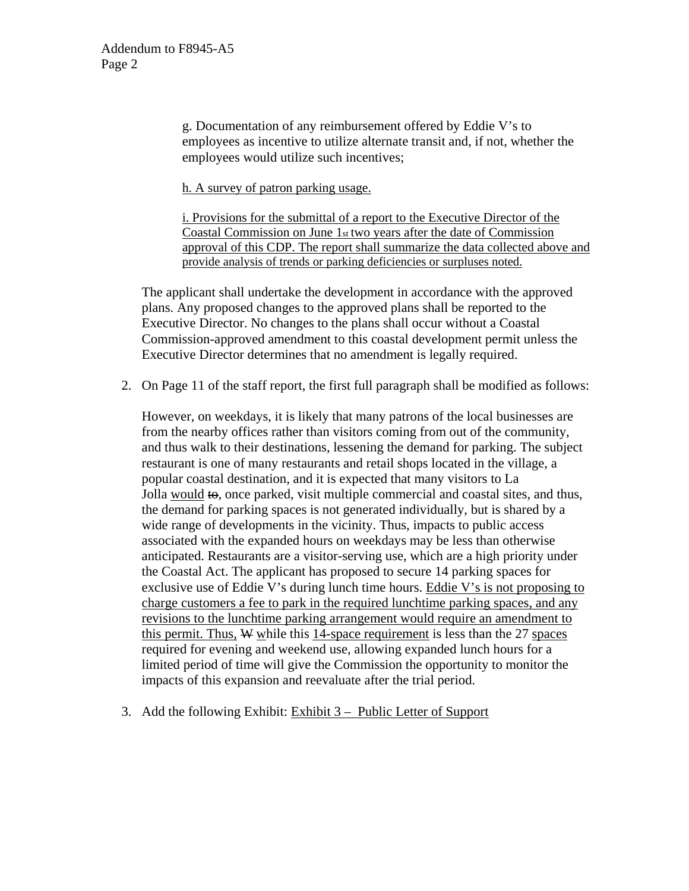g. Documentation of any reimbursement offered by Eddie V's to employees as incentive to utilize alternate transit and, if not, whether the employees would utilize such incentives;

h. A survey of patron parking usage.

i. Provisions for the submittal of a report to the Executive Director of the Coastal Commission on June 1st two years after the date of Commission approval of this CDP. The report shall summarize the data collected above and provide analysis of trends or parking deficiencies or surpluses noted.

The applicant shall undertake the development in accordance with the approved plans. Any proposed changes to the approved plans shall be reported to the Executive Director. No changes to the plans shall occur without a Coastal Commission-approved amendment to this coastal development permit unless the Executive Director determines that no amendment is legally required.

2. On Page 11 of the staff report, the first full paragraph shall be modified as follows:

   However, on weekdays, it is likely that many patrons of the local businesses are from the nearby offices rather than visitors coming from out of the community, and thus walk to their destinations, lessening the demand for parking. The subject restaurant is one of many restaurants and retail shops located in the village, a popular coastal destination, and it is expected that many visitors to La Jolla would ~~to~~, once parked, visit multiple commercial and coastal sites, and thus, the demand for parking spaces is not generated individually, but is shared by a wide range of developments in the vicinity. Thus, impacts to public access associated with the expanded hours on weekdays may be less than otherwise anticipated. Restaurants are a visitor-serving use, which are a high priority under the Coastal Act. The applicant has proposed to secure 14 parking spaces for exclusive use of Eddie V's during lunch time hours. Eddie V's is not proposing to charge customers a fee to park in the required lunchtime parking spaces, and any revisions to the lunchtime parking arrangement would require an amendment to this permit. Thus, ~~W~~ while this 14-space requirement is less than the 27 spaces required for evening and weekend use, allowing expanded lunch hours for a limited period of time will give the Commission the opportunity to monitor the impacts of this expansion and reevaluate after the trial period.

3. Add the following Exhibit: Exhibit 3 – Public Letter of Support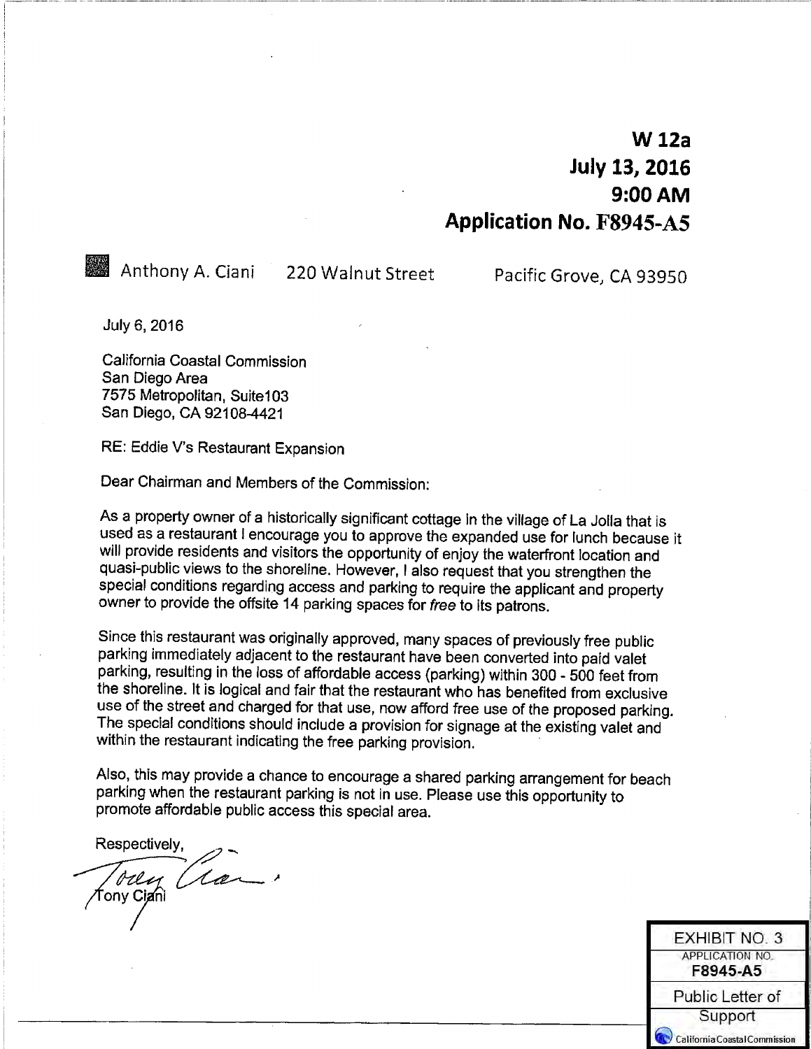**W 12a**
**July 13, 2016**
**9:00 AM**
**Application No. F8945-A5**

Anthony A. Ciani 220 Walnut Street Pacific Grove, CA 93950

July 6, 2016

California Coastal Commission
San Diego Area
7575 Metropolitan, Suite103
San Diego, CA 92108-4421

RE: Eddie V's Restaurant Expansion

Dear Chairman and Members of the Commission:

As a property owner of a historically significant cottage in the village of La Jolla that is used as a restaurant I encourage you to approve the expanded use for lunch because it will provide residents and visitors the opportunity of enjoy the waterfront location and quasi-public views to the shoreline. However, I also request that you strengthen the special conditions regarding access and parking to require the applicant and property owner to provide the offsite 14 parking spaces for *free* to its patrons.

Since this restaurant was originally approved, many spaces of previously free public parking immediately adjacent to the restaurant have been converted into paid valet parking, resulting in the loss of affordable access (parking) within 300 - 500 feet from the shoreline. It is logical and fair that the restaurant who has benefited from exclusive use of the street and charged for that use, now afford free use of the proposed parking. The special conditions should include a provision for signage at the existing valet and within the restaurant indicating the free parking provision.

Also, this may provide a chance to encourage a shared parking arrangement for beach parking when the restaurant parking is not in use. Please use this opportunity to promote affordable public access this special area.

Respectively,

Tony Ciani

| EXHIBIT NO. 3 |
|---|
| APPLICATION NO. **F8945-A5** |
| Public Letter of Support |
| California Coastal Commission |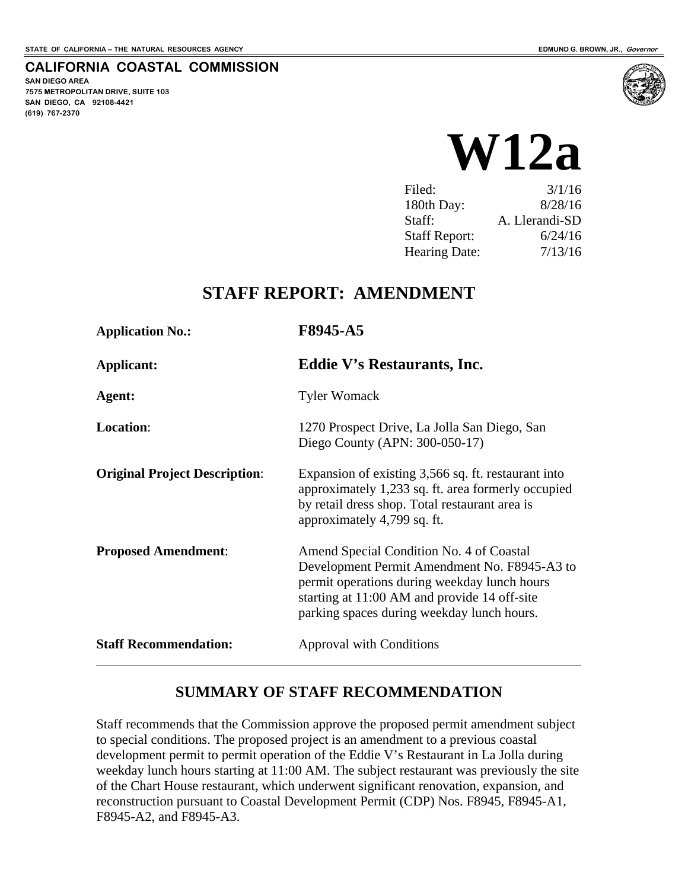STATE OF CALIFORNIA -- THE NATURAL RESOURCES AGENCY — EDMUND G. BROWN, JR., *Governor*

**CALIFORNIA COASTAL COMMISSION**
**SAN DIEGO AREA**
**7575 METROPOLITAN DRIVE, SUITE 103**
**SAN DIEGO, CA 92108-4421**
**(619) 767-2370**

# W12a

| | |
|---|---|
| Filed: | 3/1/16 |
| 180th Day: | 8/28/16 |
| Staff: | A. Llerandi-SD |
| Staff Report: | 6/24/16 |
| Hearing Date: | 7/13/16 |

## STAFF REPORT: AMENDMENT

**Application No.:** **F8945-A5**

**Applicant:** **Eddie V's Restaurants, Inc.**

**Agent:** Tyler Womack

**Location**: 1270 Prospect Drive, La Jolla San Diego, San Diego County (APN: 300-050-17)

**Original Project Description**: Expansion of existing 3,566 sq. ft. restaurant into approximately 1,233 sq. ft. area formerly occupied by retail dress shop. Total restaurant area is approximately 4,799 sq. ft.

**Proposed Amendment**: Amend Special Condition No. 4 of Coastal Development Permit Amendment No. F8945-A3 to permit operations during weekday lunch hours starting at 11:00 AM and provide 14 off-site parking spaces during weekday lunch hours.

**Staff Recommendation:** Approval with Conditions

## SUMMARY OF STAFF RECOMMENDATION

Staff recommends that the Commission approve the proposed permit amendment subject to special conditions. The proposed project is an amendment to a previous coastal development permit to permit operation of the Eddie V's Restaurant in La Jolla during weekday lunch hours starting at 11:00 AM. The subject restaurant was previously the site of the Chart House restaurant, which underwent significant renovation, expansion, and reconstruction pursuant to Coastal Development Permit (CDP) Nos. F8945, F8945-A1, F8945-A2, and F8945-A3.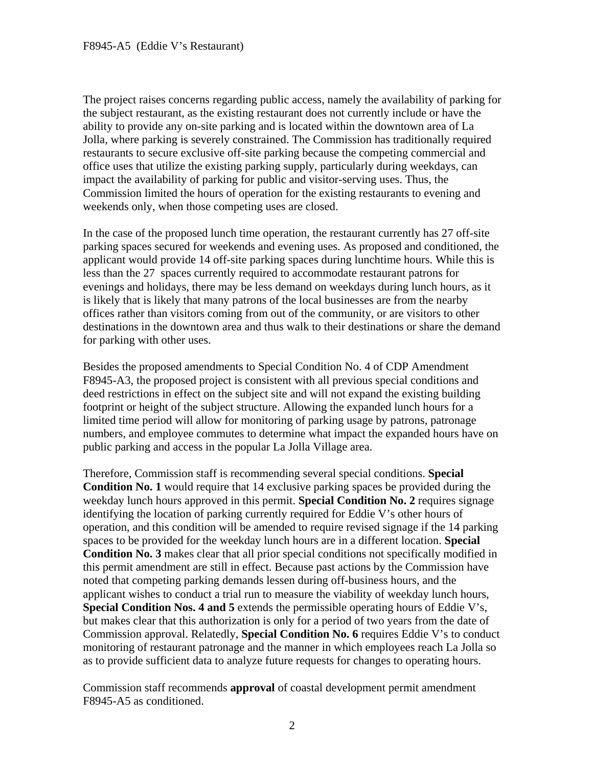The project raises concerns regarding public access, namely the availability of parking for the subject restaurant, as the existing restaurant does not currently include or have the ability to provide any on-site parking and is located within the downtown area of La Jolla, where parking is severely constrained. The Commission has traditionally required restaurants to secure exclusive off-site parking because the competing commercial and office uses that utilize the existing parking supply, particularly during weekdays, can impact the availability of parking for public and visitor-serving uses. Thus, the Commission limited the hours of operation for the existing restaurants to evening and weekends only, when those competing uses are closed.

In the case of the proposed lunch time operation, the restaurant currently has 27 off-site parking spaces secured for weekends and evening uses. As proposed and conditioned, the applicant would provide 14 off-site parking spaces during lunchtime hours. While this is less than the 27 spaces currently required to accommodate restaurant patrons for evenings and holidays, there may be less demand on weekdays during lunch hours, as it is likely that is likely that many patrons of the local businesses are from the nearby offices rather than visitors coming from out of the community, or are visitors to other destinations in the downtown area and thus walk to their destinations or share the demand for parking with other uses.

Besides the proposed amendments to Special Condition No. 4 of CDP Amendment F8945-A3, the proposed project is consistent with all previous special conditions and deed restrictions in effect on the subject site and will not expand the existing building footprint or height of the subject structure. Allowing the expanded lunch hours for a limited time period will allow for monitoring of parking usage by patrons, patronage numbers, and employee commutes to determine what impact the expanded hours have on public parking and access in the popular La Jolla Village area.

Therefore, Commission staff is recommending several special conditions. **Special Condition No. 1** would require that 14 exclusive parking spaces be provided during the weekday lunch hours approved in this permit. **Special Condition No. 2** requires signage identifying the location of parking currently required for Eddie V's other hours of operation, and this condition will be amended to require revised signage if the 14 parking spaces to be provided for the weekday lunch hours are in a different location. **Special Condition No. 3** makes clear that all prior special conditions not specifically modified in this permit amendment are still in effect. Because past actions by the Commission have noted that competing parking demands lessen during off-business hours, and the applicant wishes to conduct a trial run to measure the viability of weekday lunch hours, **Special Condition Nos. 4 and 5** extends the permissible operating hours of Eddie V's, but makes clear that this authorization is only for a period of two years from the date of Commission approval. Relatedly, **Special Condition No. 6** requires Eddie V's to conduct monitoring of restaurant patronage and the manner in which employees reach La Jolla so as to provide sufficient data to analyze future requests for changes to operating hours.

Commission staff recommends **approval** of coastal development permit amendment F8945-A5 as conditioned.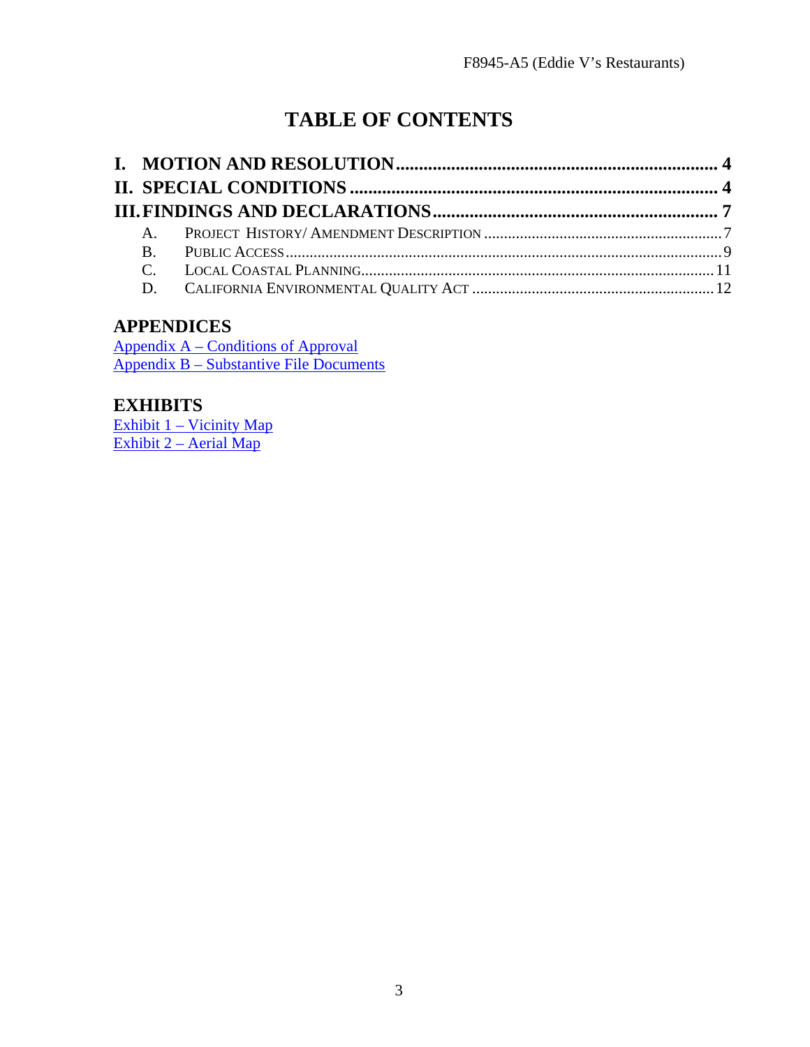# TABLE OF CONTENTS

**I. MOTION AND RESOLUTION** ..................................................................... **4**

**II. SPECIAL CONDITIONS** ............................................................................. **4**

**III. FINDINGS AND DECLARATIONS** ............................................................ **7**

- A. PROJECT HISTORY/ AMENDMENT DESCRIPTION ........................................................ 7
- B. PUBLIC ACCESS ............................................................................................................. 9
- C. LOCAL COASTAL PLANNING ....................................................................................... 11
- D. CALIFORNIA ENVIRONMENTAL QUALITY ACT ........................................................... 12

## APPENDICES

Appendix A – Conditions of Approval
Appendix B – Substantive File Documents

## EXHIBITS

Exhibit 1 – Vicinity Map
Exhibit 2 – Aerial Map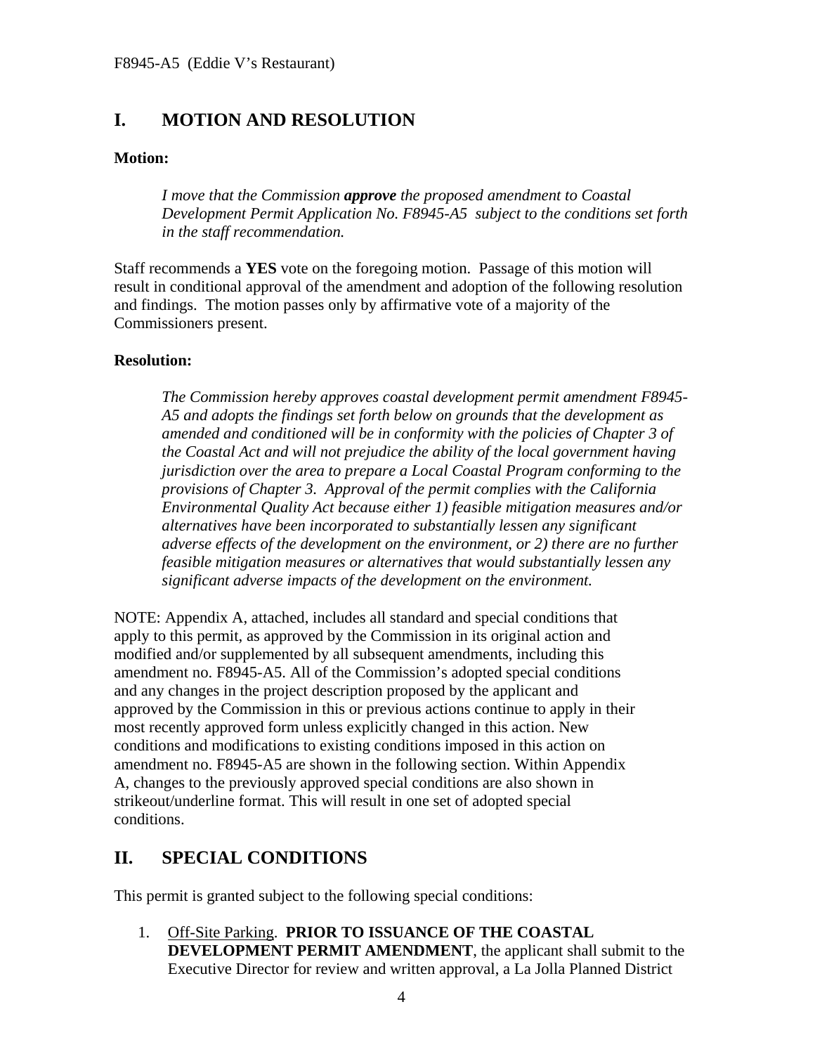## I. MOTION AND RESOLUTION

**Motion:**

> *I move that the Commission* ***approve*** *the proposed amendment to Coastal Development Permit Application No. F8945-A5 subject to the conditions set forth in the staff recommendation.*

Staff recommends a **YES** vote on the foregoing motion. Passage of this motion will result in conditional approval of the amendment and adoption of the following resolution and findings. The motion passes only by affirmative vote of a majority of the Commissioners present.

**Resolution:**

> *The Commission hereby approves coastal development permit amendment F8945-A5 and adopts the findings set forth below on grounds that the development as amended and conditioned will be in conformity with the policies of Chapter 3 of the Coastal Act and will not prejudice the ability of the local government having jurisdiction over the area to prepare a Local Coastal Program conforming to the provisions of Chapter 3. Approval of the permit complies with the California Environmental Quality Act because either 1) feasible mitigation measures and/or alternatives have been incorporated to substantially lessen any significant adverse effects of the development on the environment, or 2) there are no further feasible mitigation measures or alternatives that would substantially lessen any significant adverse impacts of the development on the environment.*

NOTE: Appendix A, attached, includes all standard and special conditions that apply to this permit, as approved by the Commission in its original action and modified and/or supplemented by all subsequent amendments, including this amendment no. F8945-A5. All of the Commission's adopted special conditions and any changes in the project description proposed by the applicant and approved by the Commission in this or previous actions continue to apply in their most recently approved form unless explicitly changed in this action. New conditions and modifications to existing conditions imposed in this action on amendment no. F8945-A5 are shown in the following section. Within Appendix A, changes to the previously approved special conditions are also shown in strikeout/underline format. This will result in one set of adopted special conditions.

## II. SPECIAL CONDITIONS

This permit is granted subject to the following special conditions:

1. Off-Site Parking. **PRIOR TO ISSUANCE OF THE COASTAL DEVELOPMENT PERMIT AMENDMENT**, the applicant shall submit to the Executive Director for review and written approval, a La Jolla Planned District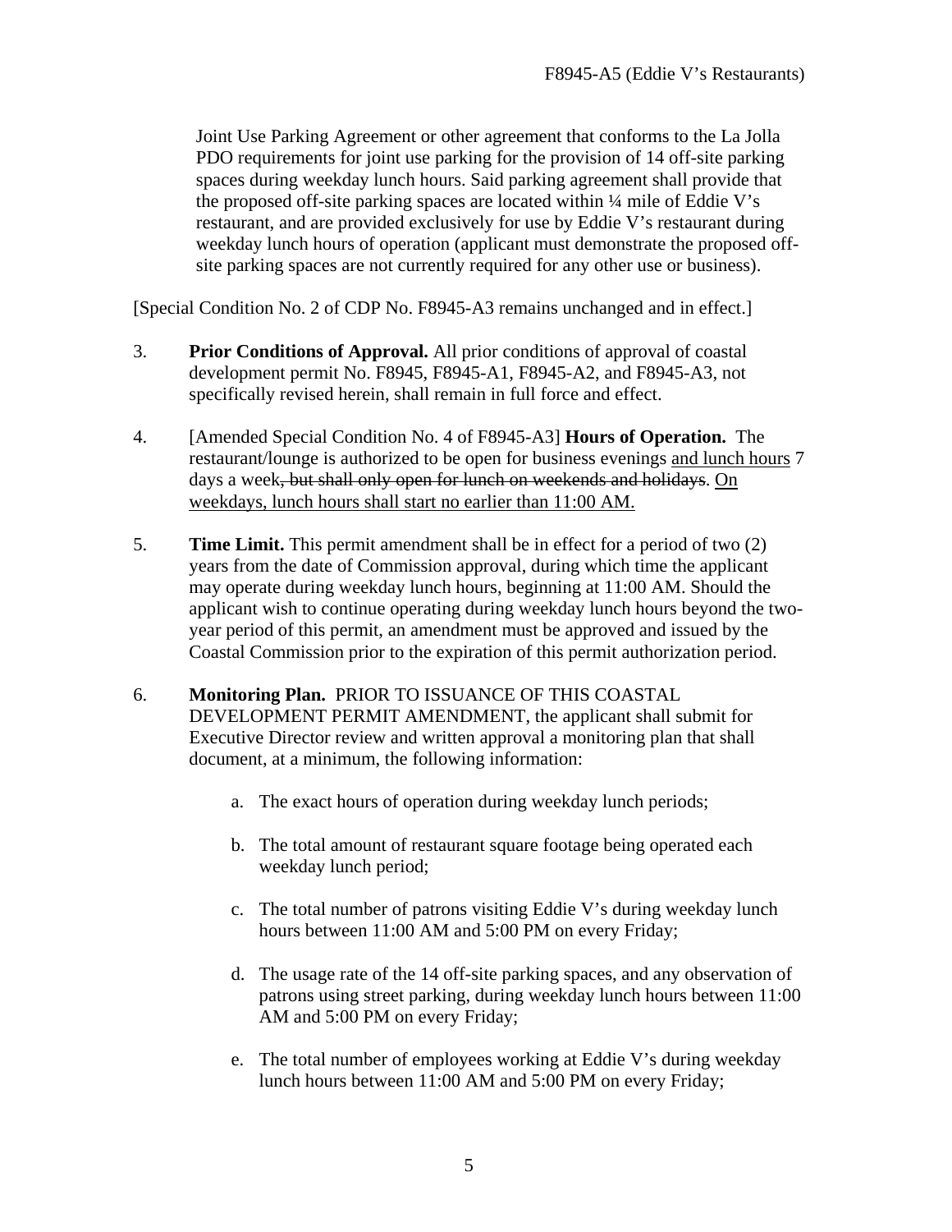Joint Use Parking Agreement or other agreement that conforms to the La Jolla PDO requirements for joint use parking for the provision of 14 off-site parking spaces during weekday lunch hours. Said parking agreement shall provide that the proposed off-site parking spaces are located within ¼ mile of Eddie V's restaurant, and are provided exclusively for use by Eddie V's restaurant during weekday lunch hours of operation (applicant must demonstrate the proposed off-site parking spaces are not currently required for any other use or business).

[Special Condition No. 2 of CDP No. F8945-A3 remains unchanged and in effect.]

3. **Prior Conditions of Approval.** All prior conditions of approval of coastal development permit No. F8945, F8945-A1, F8945-A2, and F8945-A3, not specifically revised herein, shall remain in full force and effect.

4. [Amended Special Condition No. 4 of F8945-A3] **Hours of Operation.** The restaurant/lounge is authorized to be open for business evenings <u>and lunch hours</u> 7 days a week~~, but shall only open for lunch on weekends and holidays~~. <u>On weekdays, lunch hours shall start no earlier than 11:00 AM.</u>

5. **Time Limit.** This permit amendment shall be in effect for a period of two (2) years from the date of Commission approval, during which time the applicant may operate during weekday lunch hours, beginning at 11:00 AM. Should the applicant wish to continue operating during weekday lunch hours beyond the two-year period of this permit, an amendment must be approved and issued by the Coastal Commission prior to the expiration of this permit authorization period.

6. **Monitoring Plan.** PRIOR TO ISSUANCE OF THIS COASTAL DEVELOPMENT PERMIT AMENDMENT, the applicant shall submit for Executive Director review and written approval a monitoring plan that shall document, at a minimum, the following information:

   a. The exact hours of operation during weekday lunch periods;

   b. The total amount of restaurant square footage being operated each weekday lunch period;

   c. The total number of patrons visiting Eddie V's during weekday lunch hours between 11:00 AM and 5:00 PM on every Friday;

   d. The usage rate of the 14 off-site parking spaces, and any observation of patrons using street parking, during weekday lunch hours between 11:00 AM and 5:00 PM on every Friday;

   e. The total number of employees working at Eddie V's during weekday lunch hours between 11:00 AM and 5:00 PM on every Friday;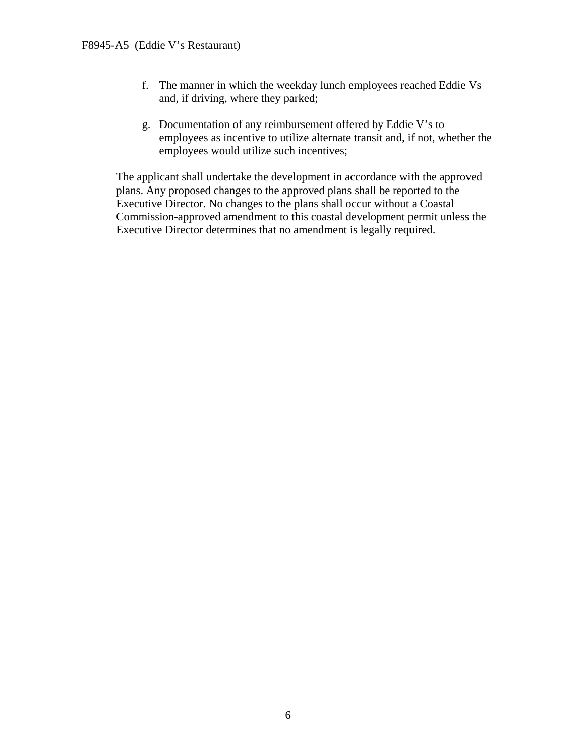f. The manner in which the weekday lunch employees reached Eddie Vs and, if driving, where they parked;

g. Documentation of any reimbursement offered by Eddie V's to employees as incentive to utilize alternate transit and, if not, whether the employees would utilize such incentives;

The applicant shall undertake the development in accordance with the approved plans. Any proposed changes to the approved plans shall be reported to the Executive Director. No changes to the plans shall occur without a Coastal Commission-approved amendment to this coastal development permit unless the Executive Director determines that no amendment is legally required.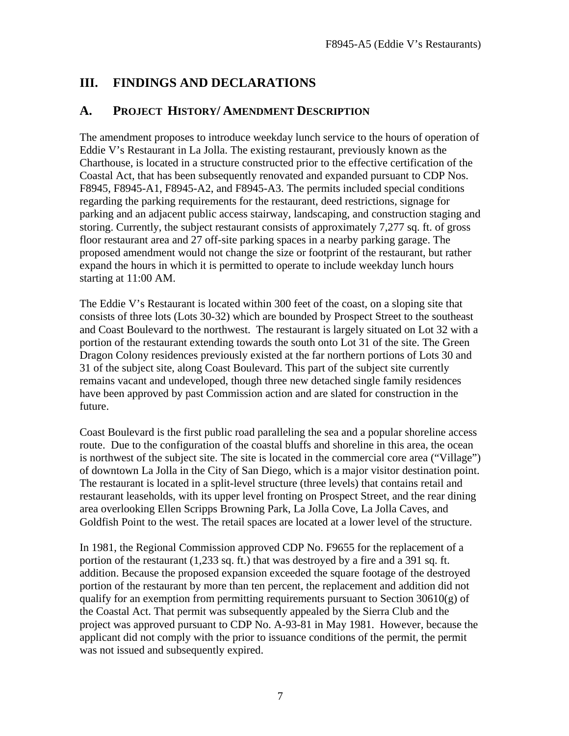## III. FINDINGS AND DECLARATIONS

### A. PROJECT HISTORY/ AMENDMENT DESCRIPTION

The amendment proposes to introduce weekday lunch service to the hours of operation of Eddie V's Restaurant in La Jolla. The existing restaurant, previously known as the Charthouse, is located in a structure constructed prior to the effective certification of the Coastal Act, that has been subsequently renovated and expanded pursuant to CDP Nos. F8945, F8945-A1, F8945-A2, and F8945-A3. The permits included special conditions regarding the parking requirements for the restaurant, deed restrictions, signage for parking and an adjacent public access stairway, landscaping, and construction staging and storing. Currently, the subject restaurant consists of approximately 7,277 sq. ft. of gross floor restaurant area and 27 off-site parking spaces in a nearby parking garage. The proposed amendment would not change the size or footprint of the restaurant, but rather expand the hours in which it is permitted to operate to include weekday lunch hours starting at 11:00 AM.

The Eddie V's Restaurant is located within 300 feet of the coast, on a sloping site that consists of three lots (Lots 30-32) which are bounded by Prospect Street to the southeast and Coast Boulevard to the northwest. The restaurant is largely situated on Lot 32 with a portion of the restaurant extending towards the south onto Lot 31 of the site. The Green Dragon Colony residences previously existed at the far northern portions of Lots 30 and 31 of the subject site, along Coast Boulevard. This part of the subject site currently remains vacant and undeveloped, though three new detached single family residences have been approved by past Commission action and are slated for construction in the future.

Coast Boulevard is the first public road paralleling the sea and a popular shoreline access route. Due to the configuration of the coastal bluffs and shoreline in this area, the ocean is northwest of the subject site. The site is located in the commercial core area ("Village") of downtown La Jolla in the City of San Diego, which is a major visitor destination point. The restaurant is located in a split-level structure (three levels) that contains retail and restaurant leaseholds, with its upper level fronting on Prospect Street, and the rear dining area overlooking Ellen Scripps Browning Park, La Jolla Cove, La Jolla Caves, and Goldfish Point to the west. The retail spaces are located at a lower level of the structure.

In 1981, the Regional Commission approved CDP No. F9655 for the replacement of a portion of the restaurant (1,233 sq. ft.) that was destroyed by a fire and a 391 sq. ft. addition. Because the proposed expansion exceeded the square footage of the destroyed portion of the restaurant by more than ten percent, the replacement and addition did not qualify for an exemption from permitting requirements pursuant to Section 30610(g) of the Coastal Act. That permit was subsequently appealed by the Sierra Club and the project was approved pursuant to CDP No. A-93-81 in May 1981. However, because the applicant did not comply with the prior to issuance conditions of the permit, the permit was not issued and subsequently expired.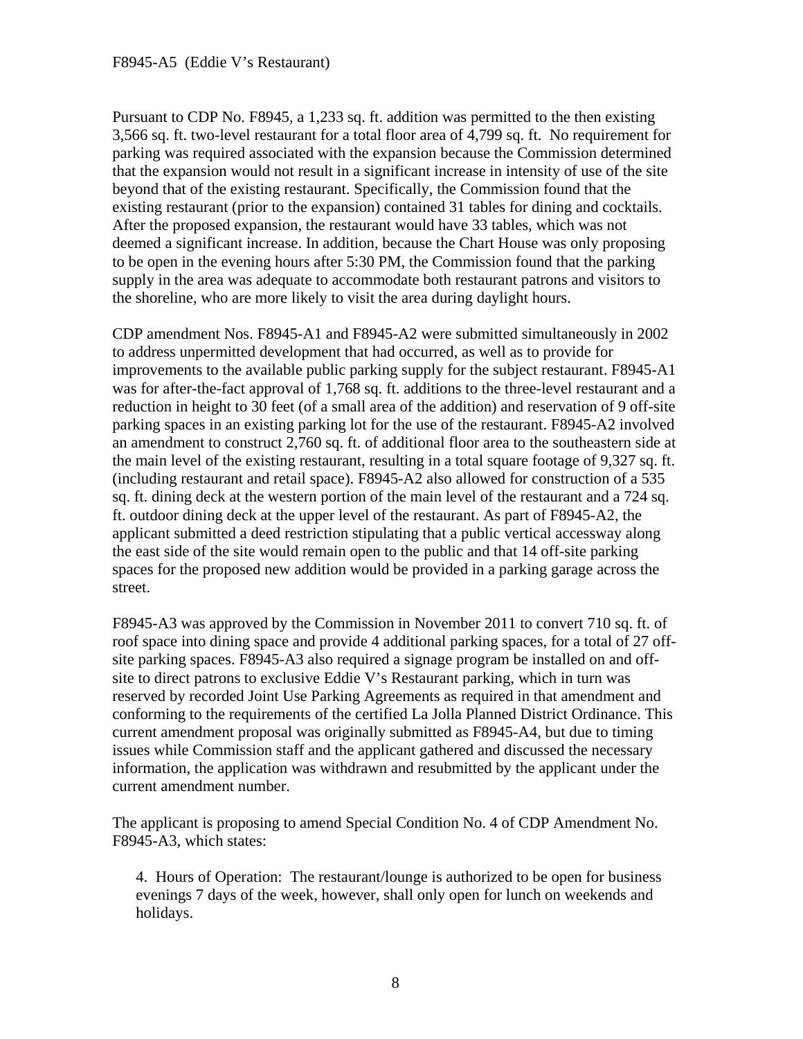Pursuant to CDP No. F8945, a 1,233 sq. ft. addition was permitted to the then existing 3,566 sq. ft. two-level restaurant for a total floor area of 4,799 sq. ft. No requirement for parking was required associated with the expansion because the Commission determined that the expansion would not result in a significant increase in intensity of use of the site beyond that of the existing restaurant. Specifically, the Commission found that the existing restaurant (prior to the expansion) contained 31 tables for dining and cocktails. After the proposed expansion, the restaurant would have 33 tables, which was not deemed a significant increase. In addition, because the Chart House was only proposing to be open in the evening hours after 5:30 PM, the Commission found that the parking supply in the area was adequate to accommodate both restaurant patrons and visitors to the shoreline, who are more likely to visit the area during daylight hours.

CDP amendment Nos. F8945-A1 and F8945-A2 were submitted simultaneously in 2002 to address unpermitted development that had occurred, as well as to provide for improvements to the available public parking supply for the subject restaurant. F8945-A1 was for after-the-fact approval of 1,768 sq. ft. additions to the three-level restaurant and a reduction in height to 30 feet (of a small area of the addition) and reservation of 9 off-site parking spaces in an existing parking lot for the use of the restaurant. F8945-A2 involved an amendment to construct 2,760 sq. ft. of additional floor area to the southeastern side at the main level of the existing restaurant, resulting in a total square footage of 9,327 sq. ft. (including restaurant and retail space). F8945-A2 also allowed for construction of a 535 sq. ft. dining deck at the western portion of the main level of the restaurant and a 724 sq. ft. outdoor dining deck at the upper level of the restaurant. As part of F8945-A2, the applicant submitted a deed restriction stipulating that a public vertical accessway along the east side of the site would remain open to the public and that 14 off-site parking spaces for the proposed new addition would be provided in a parking garage across the street.

F8945-A3 was approved by the Commission in November 2011 to convert 710 sq. ft. of roof space into dining space and provide 4 additional parking spaces, for a total of 27 off-site parking spaces. F8945-A3 also required a signage program be installed on and off-site to direct patrons to exclusive Eddie V's Restaurant parking, which in turn was reserved by recorded Joint Use Parking Agreements as required in that amendment and conforming to the requirements of the certified La Jolla Planned District Ordinance. This current amendment proposal was originally submitted as F8945-A4, but due to timing issues while Commission staff and the applicant gathered and discussed the necessary information, the application was withdrawn and resubmitted by the applicant under the current amendment number.

The applicant is proposing to amend Special Condition No. 4 of CDP Amendment No. F8945-A3, which states:

> 4. Hours of Operation: The restaurant/lounge is authorized to be open for business evenings 7 days of the week, however, shall only open for lunch on weekends and holidays.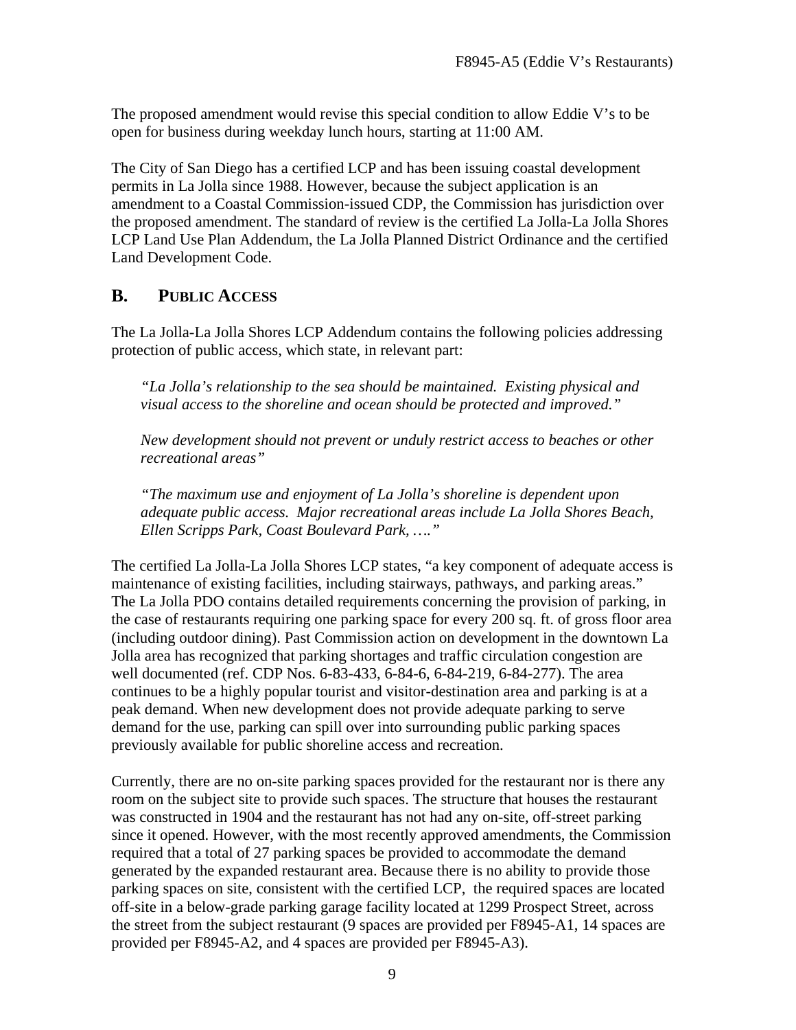The proposed amendment would revise this special condition to allow Eddie V's to be open for business during weekday lunch hours, starting at 11:00 AM.

The City of San Diego has a certified LCP and has been issuing coastal development permits in La Jolla since 1988. However, because the subject application is an amendment to a Coastal Commission-issued CDP, the Commission has jurisdiction over the proposed amendment. The standard of review is the certified La Jolla-La Jolla Shores LCP Land Use Plan Addendum, the La Jolla Planned District Ordinance and the certified Land Development Code.

## B. PUBLIC ACCESS

The La Jolla-La Jolla Shores LCP Addendum contains the following policies addressing protection of public access, which state, in relevant part:

> *"La Jolla's relationship to the sea should be maintained. Existing physical and visual access to the shoreline and ocean should be protected and improved."*
>
> *New development should not prevent or unduly restrict access to beaches or other recreational areas"*
>
> *"The maximum use and enjoyment of La Jolla's shoreline is dependent upon adequate public access. Major recreational areas include La Jolla Shores Beach, Ellen Scripps Park, Coast Boulevard Park, …."*

The certified La Jolla-La Jolla Shores LCP states, "a key component of adequate access is maintenance of existing facilities, including stairways, pathways, and parking areas." The La Jolla PDO contains detailed requirements concerning the provision of parking, in the case of restaurants requiring one parking space for every 200 sq. ft. of gross floor area (including outdoor dining). Past Commission action on development in the downtown La Jolla area has recognized that parking shortages and traffic circulation congestion are well documented (ref. CDP Nos. 6-83-433, 6-84-6, 6-84-219, 6-84-277). The area continues to be a highly popular tourist and visitor-destination area and parking is at a peak demand. When new development does not provide adequate parking to serve demand for the use, parking can spill over into surrounding public parking spaces previously available for public shoreline access and recreation.

Currently, there are no on-site parking spaces provided for the restaurant nor is there any room on the subject site to provide such spaces. The structure that houses the restaurant was constructed in 1904 and the restaurant has not had any on-site, off-street parking since it opened. However, with the most recently approved amendments, the Commission required that a total of 27 parking spaces be provided to accommodate the demand generated by the expanded restaurant area. Because there is no ability to provide those parking spaces on site, consistent with the certified LCP, the required spaces are located off-site in a below-grade parking garage facility located at 1299 Prospect Street, across the street from the subject restaurant (9 spaces are provided per F8945-A1, 14 spaces are provided per F8945-A2, and 4 spaces are provided per F8945-A3).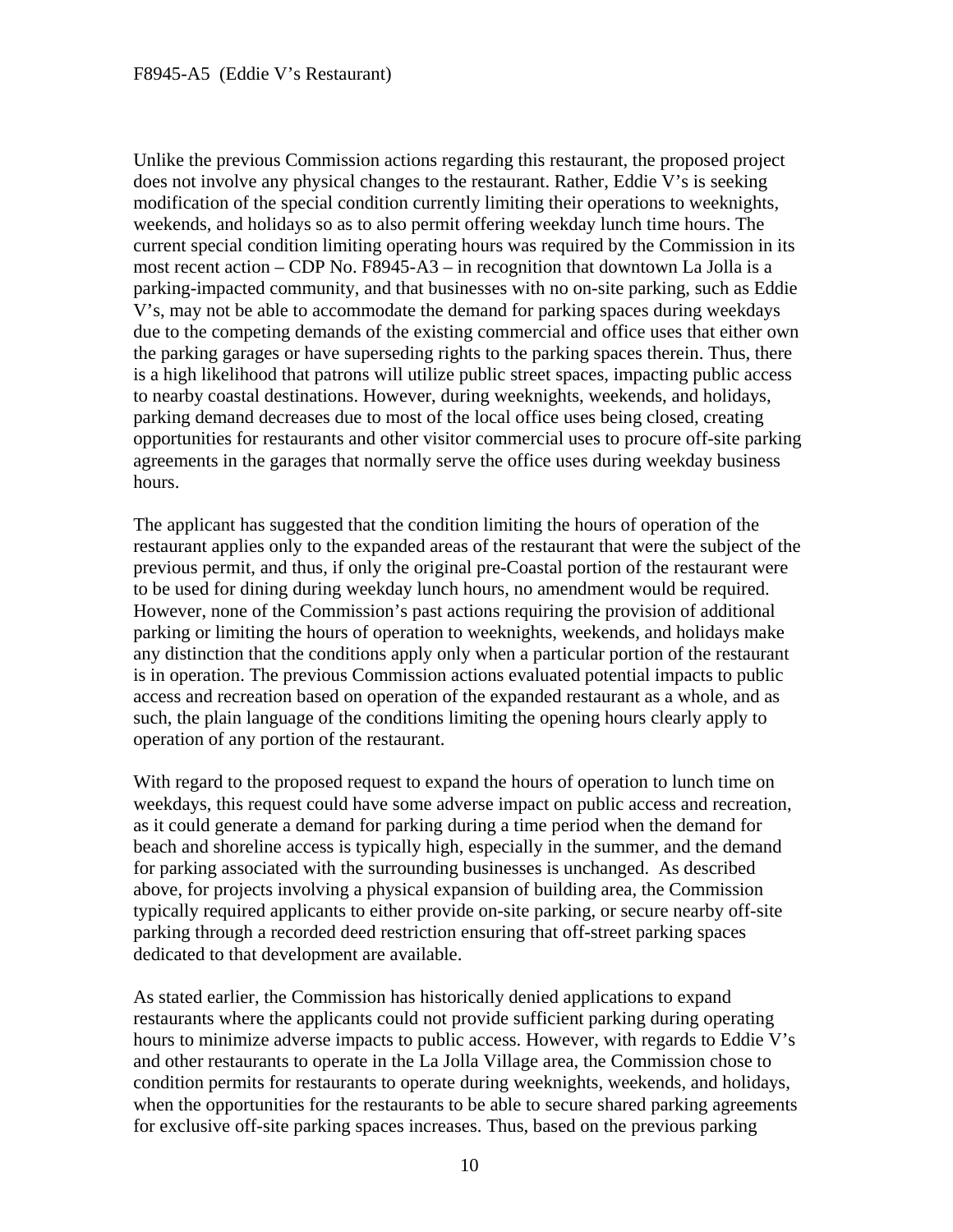Unlike the previous Commission actions regarding this restaurant, the proposed project does not involve any physical changes to the restaurant. Rather, Eddie V's is seeking modification of the special condition currently limiting their operations to weeknights, weekends, and holidays so as to also permit offering weekday lunch time hours. The current special condition limiting operating hours was required by the Commission in its most recent action – CDP No. F8945-A3 – in recognition that downtown La Jolla is a parking-impacted community, and that businesses with no on-site parking, such as Eddie V's, may not be able to accommodate the demand for parking spaces during weekdays due to the competing demands of the existing commercial and office uses that either own the parking garages or have superseding rights to the parking spaces therein. Thus, there is a high likelihood that patrons will utilize public street spaces, impacting public access to nearby coastal destinations. However, during weeknights, weekends, and holidays, parking demand decreases due to most of the local office uses being closed, creating opportunities for restaurants and other visitor commercial uses to procure off-site parking agreements in the garages that normally serve the office uses during weekday business hours.

The applicant has suggested that the condition limiting the hours of operation of the restaurant applies only to the expanded areas of the restaurant that were the subject of the previous permit, and thus, if only the original pre-Coastal portion of the restaurant were to be used for dining during weekday lunch hours, no amendment would be required. However, none of the Commission's past actions requiring the provision of additional parking or limiting the hours of operation to weeknights, weekends, and holidays make any distinction that the conditions apply only when a particular portion of the restaurant is in operation. The previous Commission actions evaluated potential impacts to public access and recreation based on operation of the expanded restaurant as a whole, and as such, the plain language of the conditions limiting the opening hours clearly apply to operation of any portion of the restaurant.

With regard to the proposed request to expand the hours of operation to lunch time on weekdays, this request could have some adverse impact on public access and recreation, as it could generate a demand for parking during a time period when the demand for beach and shoreline access is typically high, especially in the summer, and the demand for parking associated with the surrounding businesses is unchanged. As described above, for projects involving a physical expansion of building area, the Commission typically required applicants to either provide on-site parking, or secure nearby off-site parking through a recorded deed restriction ensuring that off-street parking spaces dedicated to that development are available.

As stated earlier, the Commission has historically denied applications to expand restaurants where the applicants could not provide sufficient parking during operating hours to minimize adverse impacts to public access. However, with regards to Eddie V's and other restaurants to operate in the La Jolla Village area, the Commission chose to condition permits for restaurants to operate during weeknights, weekends, and holidays, when the opportunities for the restaurants to be able to secure shared parking agreements for exclusive off-site parking spaces increases. Thus, based on the previous parking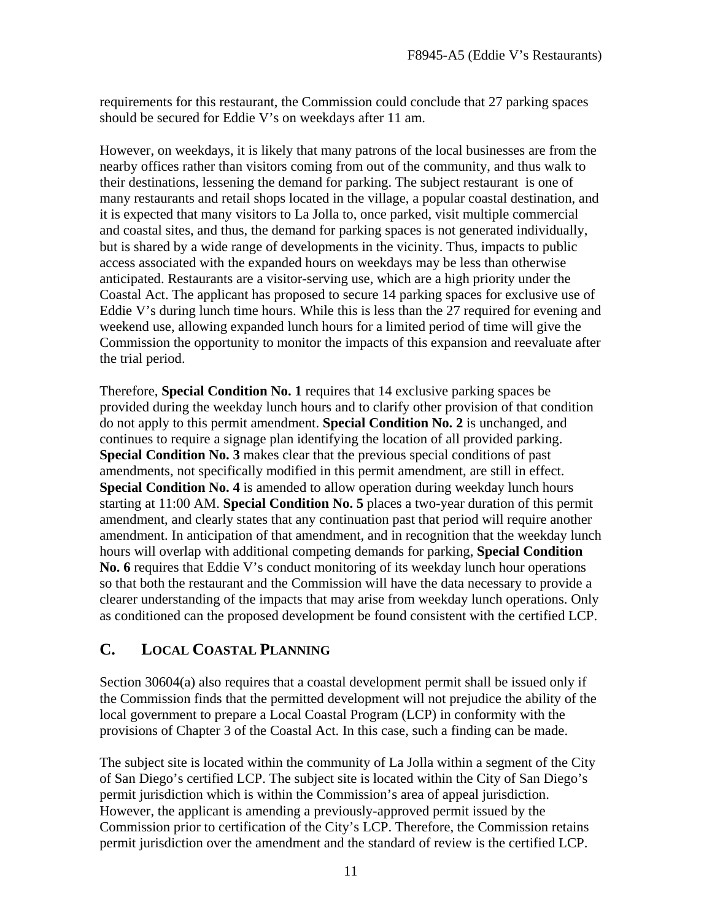requirements for this restaurant, the Commission could conclude that 27 parking spaces should be secured for Eddie V's on weekdays after 11 am.

However, on weekdays, it is likely that many patrons of the local businesses are from the nearby offices rather than visitors coming from out of the community, and thus walk to their destinations, lessening the demand for parking. The subject restaurant is one of many restaurants and retail shops located in the village, a popular coastal destination, and it is expected that many visitors to La Jolla to, once parked, visit multiple commercial and coastal sites, and thus, the demand for parking spaces is not generated individually, but is shared by a wide range of developments in the vicinity. Thus, impacts to public access associated with the expanded hours on weekdays may be less than otherwise anticipated. Restaurants are a visitor-serving use, which are a high priority under the Coastal Act. The applicant has proposed to secure 14 parking spaces for exclusive use of Eddie V's during lunch time hours. While this is less than the 27 required for evening and weekend use, allowing expanded lunch hours for a limited period of time will give the Commission the opportunity to monitor the impacts of this expansion and reevaluate after the trial period.

Therefore, **Special Condition No. 1** requires that 14 exclusive parking spaces be provided during the weekday lunch hours and to clarify other provision of that condition do not apply to this permit amendment. **Special Condition No. 2** is unchanged, and continues to require a signage plan identifying the location of all provided parking. **Special Condition No. 3** makes clear that the previous special conditions of past amendments, not specifically modified in this permit amendment, are still in effect. **Special Condition No. 4** is amended to allow operation during weekday lunch hours starting at 11:00 AM. **Special Condition No. 5** places a two-year duration of this permit amendment, and clearly states that any continuation past that period will require another amendment. In anticipation of that amendment, and in recognition that the weekday lunch hours will overlap with additional competing demands for parking, **Special Condition No. 6** requires that Eddie V's conduct monitoring of its weekday lunch hour operations so that both the restaurant and the Commission will have the data necessary to provide a clearer understanding of the impacts that may arise from weekday lunch operations. Only as conditioned can the proposed development be found consistent with the certified LCP.

## C. LOCAL COASTAL PLANNING

Section 30604(a) also requires that a coastal development permit shall be issued only if the Commission finds that the permitted development will not prejudice the ability of the local government to prepare a Local Coastal Program (LCP) in conformity with the provisions of Chapter 3 of the Coastal Act. In this case, such a finding can be made.

The subject site is located within the community of La Jolla within a segment of the City of San Diego's certified LCP. The subject site is located within the City of San Diego's permit jurisdiction which is within the Commission's area of appeal jurisdiction. However, the applicant is amending a previously-approved permit issued by the Commission prior to certification of the City's LCP. Therefore, the Commission retains permit jurisdiction over the amendment and the standard of review is the certified LCP.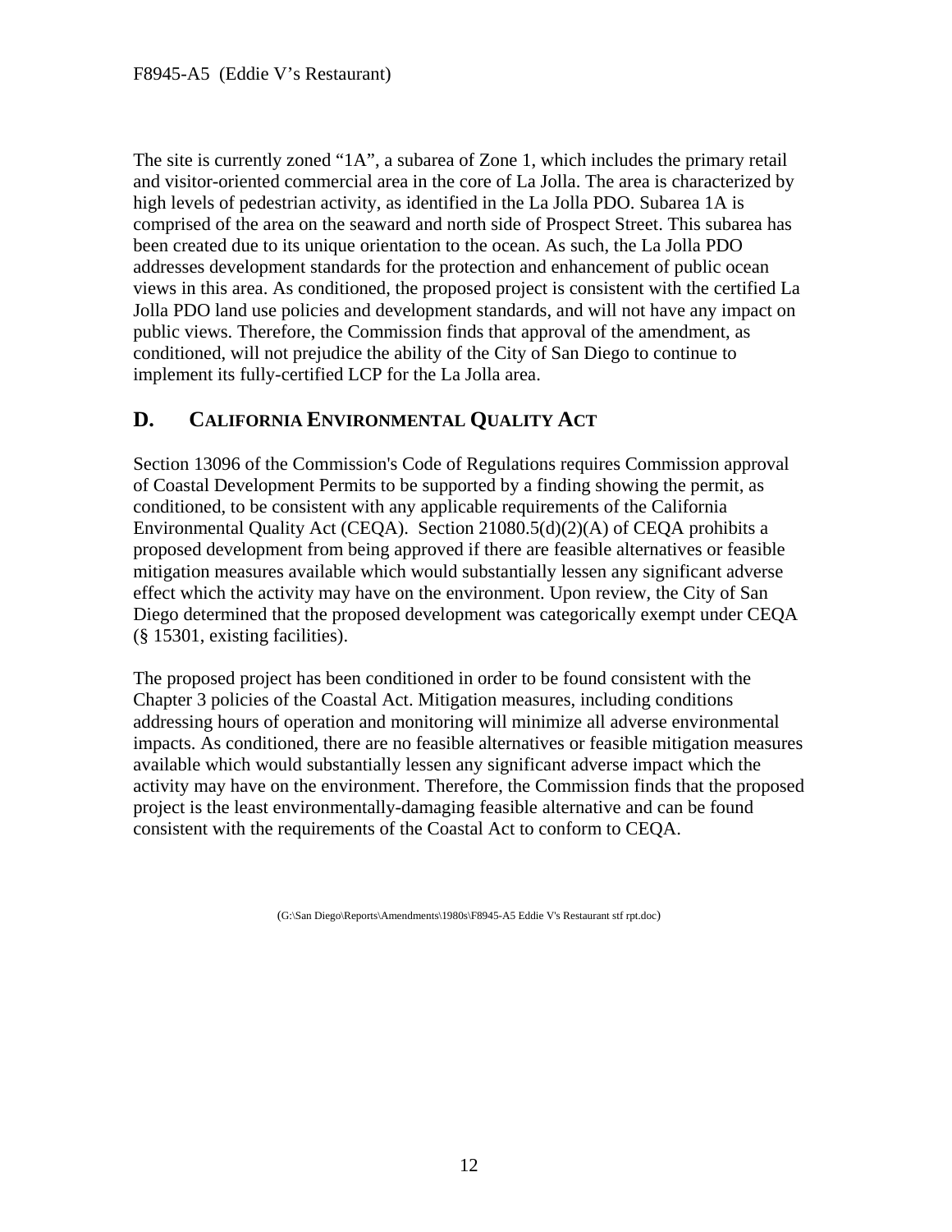The site is currently zoned "1A", a subarea of Zone 1, which includes the primary retail and visitor-oriented commercial area in the core of La Jolla. The area is characterized by high levels of pedestrian activity, as identified in the La Jolla PDO. Subarea 1A is comprised of the area on the seaward and north side of Prospect Street. This subarea has been created due to its unique orientation to the ocean. As such, the La Jolla PDO addresses development standards for the protection and enhancement of public ocean views in this area. As conditioned, the proposed project is consistent with the certified La Jolla PDO land use policies and development standards, and will not have any impact on public views. Therefore, the Commission finds that approval of the amendment, as conditioned, will not prejudice the ability of the City of San Diego to continue to implement its fully-certified LCP for the La Jolla area.

## D. CALIFORNIA ENVIRONMENTAL QUALITY ACT

Section 13096 of the Commission's Code of Regulations requires Commission approval of Coastal Development Permits to be supported by a finding showing the permit, as conditioned, to be consistent with any applicable requirements of the California Environmental Quality Act (CEQA). Section 21080.5(d)(2)(A) of CEQA prohibits a proposed development from being approved if there are feasible alternatives or feasible mitigation measures available which would substantially lessen any significant adverse effect which the activity may have on the environment. Upon review, the City of San Diego determined that the proposed development was categorically exempt under CEQA (§ 15301, existing facilities).

The proposed project has been conditioned in order to be found consistent with the Chapter 3 policies of the Coastal Act. Mitigation measures, including conditions addressing hours of operation and monitoring will minimize all adverse environmental impacts. As conditioned, there are no feasible alternatives or feasible mitigation measures available which would substantially lessen any significant adverse impact which the activity may have on the environment. Therefore, the Commission finds that the proposed project is the least environmentally-damaging feasible alternative and can be found consistent with the requirements of the Coastal Act to conform to CEQA.

(G:\San Diego\Reports\Amendments\1980s\F8945-A5 Eddie V's Restaurant stf rpt.doc)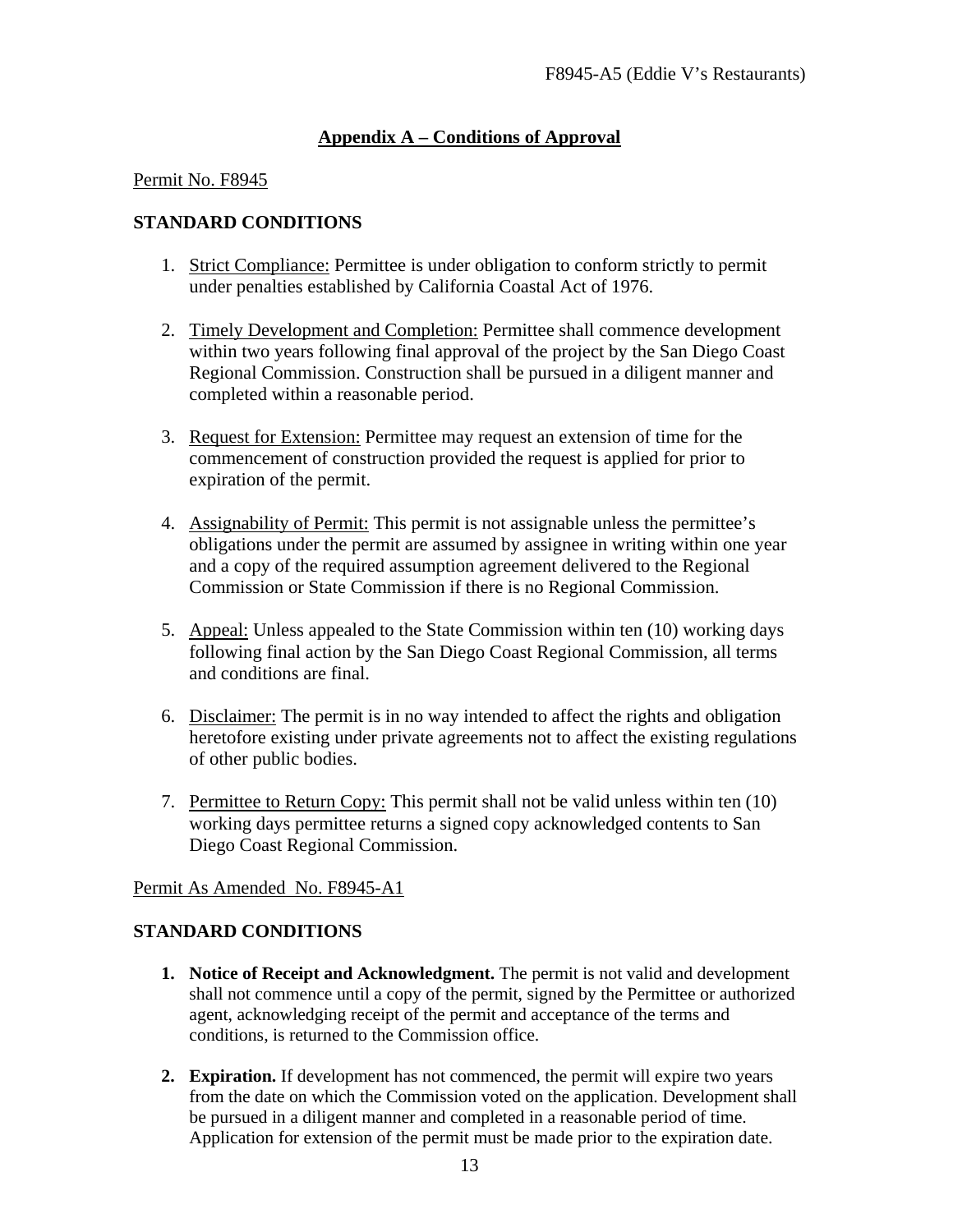## Appendix A – Conditions of Approval

Permit No. F8945

**STANDARD CONDITIONS**

1. Strict Compliance: Permittee is under obligation to conform strictly to permit under penalties established by California Coastal Act of 1976.

2. Timely Development and Completion: Permittee shall commence development within two years following final approval of the project by the San Diego Coast Regional Commission. Construction shall be pursued in a diligent manner and completed within a reasonable period.

3. Request for Extension: Permittee may request an extension of time for the commencement of construction provided the request is applied for prior to expiration of the permit.

4. Assignability of Permit: This permit is not assignable unless the permittee's obligations under the permit are assumed by assignee in writing within one year and a copy of the required assumption agreement delivered to the Regional Commission or State Commission if there is no Regional Commission.

5. Appeal: Unless appealed to the State Commission within ten (10) working days following final action by the San Diego Coast Regional Commission, all terms and conditions are final.

6. Disclaimer: The permit is in no way intended to affect the rights and obligation heretofore existing under private agreements not to affect the existing regulations of other public bodies.

7. Permittee to Return Copy: This permit shall not be valid unless within ten (10) working days permittee returns a signed copy acknowledged contents to San Diego Coast Regional Commission.

Permit As Amended No. F8945-A1

**STANDARD CONDITIONS**

1. **Notice of Receipt and Acknowledgment.** The permit is not valid and development shall not commence until a copy of the permit, signed by the Permittee or authorized agent, acknowledging receipt of the permit and acceptance of the terms and conditions, is returned to the Commission office.

2. **Expiration.** If development has not commenced, the permit will expire two years from the date on which the Commission voted on the application. Development shall be pursued in a diligent manner and completed in a reasonable period of time. Application for extension of the permit must be made prior to the expiration date.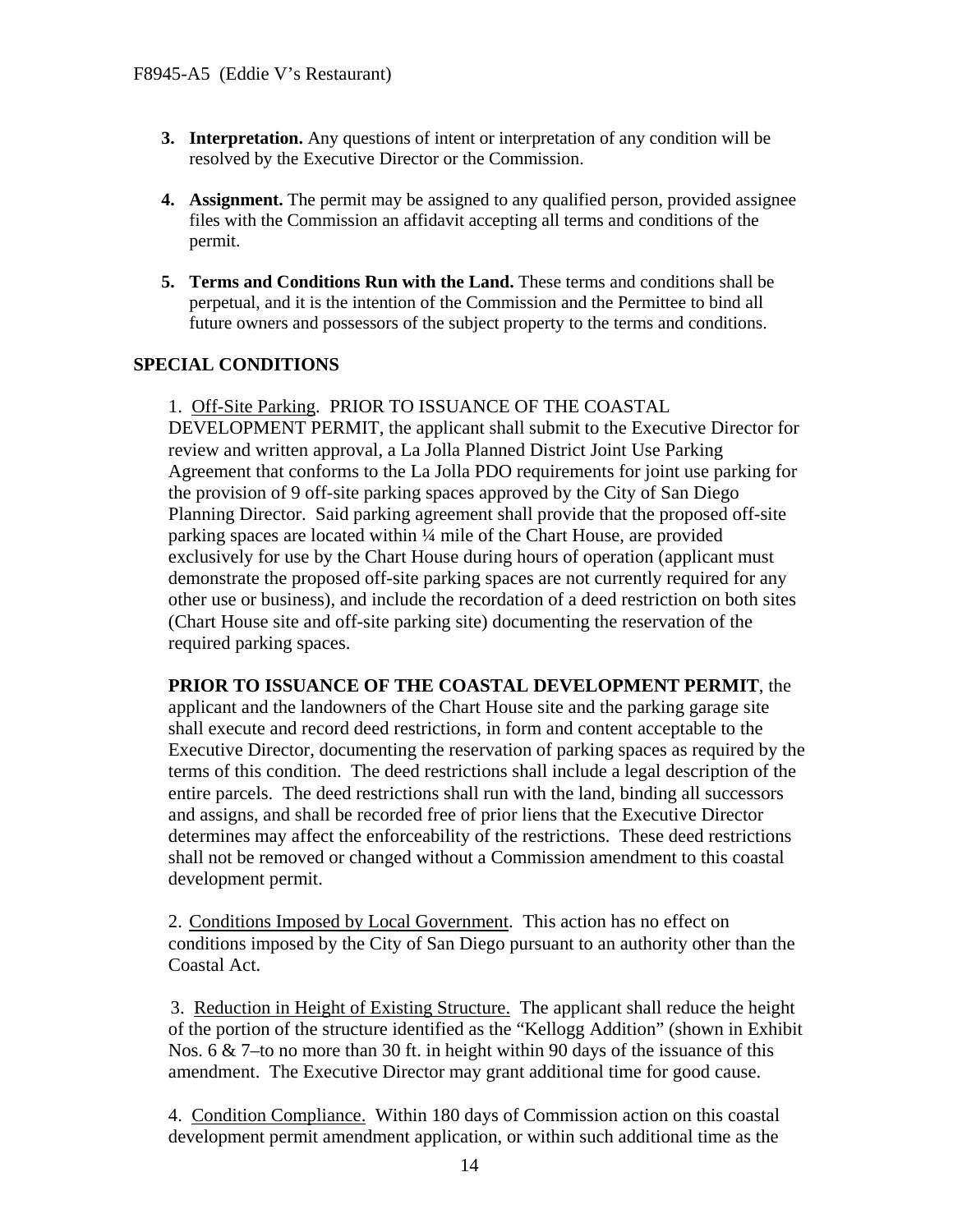3. **Interpretation.** Any questions of intent or interpretation of any condition will be resolved by the Executive Director or the Commission.

4. **Assignment.** The permit may be assigned to any qualified person, provided assignee files with the Commission an affidavit accepting all terms and conditions of the permit.

5. **Terms and Conditions Run with the Land.** These terms and conditions shall be perpetual, and it is the intention of the Commission and the Permittee to bind all future owners and possessors of the subject property to the terms and conditions.

## SPECIAL CONDITIONS

1. Off-Site Parking. PRIOR TO ISSUANCE OF THE COASTAL DEVELOPMENT PERMIT, the applicant shall submit to the Executive Director for review and written approval, a La Jolla Planned District Joint Use Parking Agreement that conforms to the La Jolla PDO requirements for joint use parking for the provision of 9 off-site parking spaces approved by the City of San Diego Planning Director. Said parking agreement shall provide that the proposed off-site parking spaces are located within ¼ mile of the Chart House, are provided exclusively for use by the Chart House during hours of operation (applicant must demonstrate the proposed off-site parking spaces are not currently required for any other use or business), and include the recordation of a deed restriction on both sites (Chart House site and off-site parking site) documenting the reservation of the required parking spaces.

**PRIOR TO ISSUANCE OF THE COASTAL DEVELOPMENT PERMIT**, the applicant and the landowners of the Chart House site and the parking garage site shall execute and record deed restrictions, in form and content acceptable to the Executive Director, documenting the reservation of parking spaces as required by the terms of this condition. The deed restrictions shall include a legal description of the entire parcels. The deed restrictions shall run with the land, binding all successors and assigns, and shall be recorded free of prior liens that the Executive Director determines may affect the enforceability of the restrictions. These deed restrictions shall not be removed or changed without a Commission amendment to this coastal development permit.

2. Conditions Imposed by Local Government. This action has no effect on conditions imposed by the City of San Diego pursuant to an authority other than the Coastal Act.

3. Reduction in Height of Existing Structure. The applicant shall reduce the height of the portion of the structure identified as the "Kellogg Addition" (shown in Exhibit Nos. 6 & 7–to no more than 30 ft. in height within 90 days of the issuance of this amendment. The Executive Director may grant additional time for good cause.

4. Condition Compliance. Within 180 days of Commission action on this coastal development permit amendment application, or within such additional time as the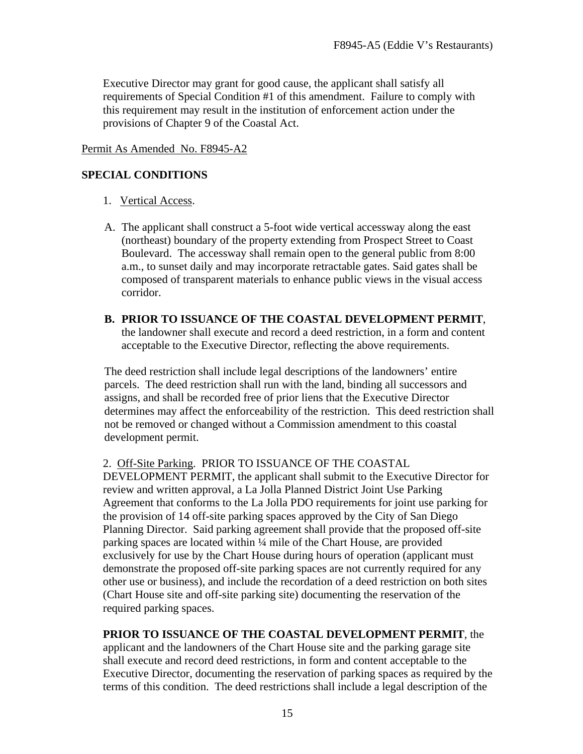Executive Director may grant for good cause, the applicant shall satisfy all requirements of Special Condition #1 of this amendment. Failure to comply with this requirement may result in the institution of enforcement action under the provisions of Chapter 9 of the Coastal Act.

Permit As Amended No. F8945-A2

**SPECIAL CONDITIONS**

1. Vertical Access.

A. The applicant shall construct a 5-foot wide vertical accessway along the east (northeast) boundary of the property extending from Prospect Street to Coast Boulevard. The accessway shall remain open to the general public from 8:00 a.m., to sunset daily and may incorporate retractable gates. Said gates shall be composed of transparent materials to enhance public views in the visual access corridor.

B. **PRIOR TO ISSUANCE OF THE COASTAL DEVELOPMENT PERMIT**, the landowner shall execute and record a deed restriction, in a form and content acceptable to the Executive Director, reflecting the above requirements.

The deed restriction shall include legal descriptions of the landowners' entire parcels. The deed restriction shall run with the land, binding all successors and assigns, and shall be recorded free of prior liens that the Executive Director determines may affect the enforceability of the restriction. This deed restriction shall not be removed or changed without a Commission amendment to this coastal development permit.

2. Off-Site Parking. PRIOR TO ISSUANCE OF THE COASTAL DEVELOPMENT PERMIT, the applicant shall submit to the Executive Director for review and written approval, a La Jolla Planned District Joint Use Parking Agreement that conforms to the La Jolla PDO requirements for joint use parking for the provision of 14 off-site parking spaces approved by the City of San Diego Planning Director. Said parking agreement shall provide that the proposed off-site parking spaces are located within ¼ mile of the Chart House, are provided exclusively for use by the Chart House during hours of operation (applicant must demonstrate the proposed off-site parking spaces are not currently required for any other use or business), and include the recordation of a deed restriction on both sites (Chart House site and off-site parking site) documenting the reservation of the required parking spaces.

**PRIOR TO ISSUANCE OF THE COASTAL DEVELOPMENT PERMIT**, the applicant and the landowners of the Chart House site and the parking garage site shall execute and record deed restrictions, in form and content acceptable to the Executive Director, documenting the reservation of parking spaces as required by the terms of this condition. The deed restrictions shall include a legal description of the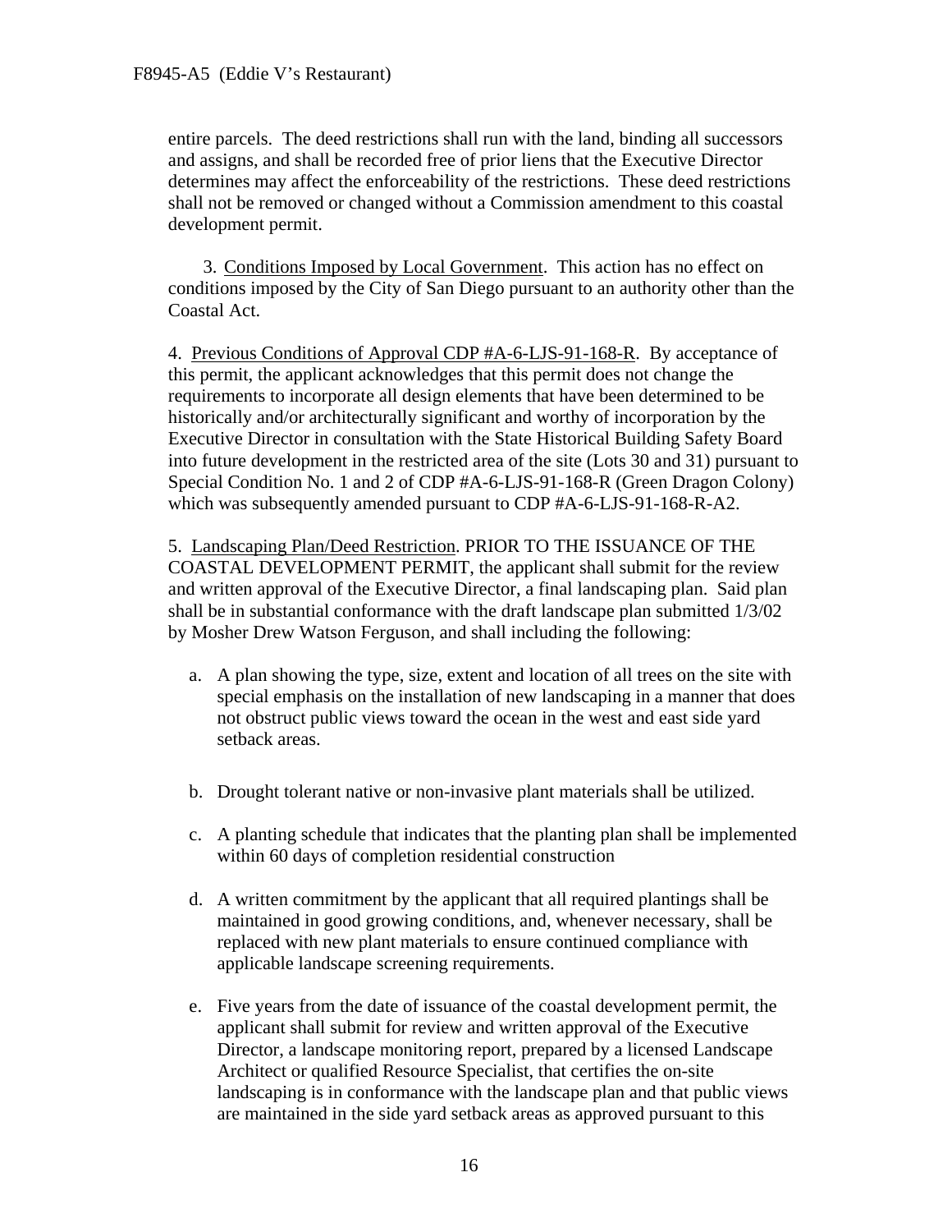entire parcels. The deed restrictions shall run with the land, binding all successors and assigns, and shall be recorded free of prior liens that the Executive Director determines may affect the enforceability of the restrictions. These deed restrictions shall not be removed or changed without a Commission amendment to this coastal development permit.

3. Conditions Imposed by Local Government. This action has no effect on conditions imposed by the City of San Diego pursuant to an authority other than the Coastal Act.

4. Previous Conditions of Approval CDP #A-6-LJS-91-168-R. By acceptance of this permit, the applicant acknowledges that this permit does not change the requirements to incorporate all design elements that have been determined to be historically and/or architecturally significant and worthy of incorporation by the Executive Director in consultation with the State Historical Building Safety Board into future development in the restricted area of the site (Lots 30 and 31) pursuant to Special Condition No. 1 and 2 of CDP #A-6-LJS-91-168-R (Green Dragon Colony) which was subsequently amended pursuant to CDP #A-6-LJS-91-168-R-A2.

5. Landscaping Plan/Deed Restriction. PRIOR TO THE ISSUANCE OF THE COASTAL DEVELOPMENT PERMIT, the applicant shall submit for the review and written approval of the Executive Director, a final landscaping plan. Said plan shall be in substantial conformance with the draft landscape plan submitted 1/3/02 by Mosher Drew Watson Ferguson, and shall including the following:

a. A plan showing the type, size, extent and location of all trees on the site with special emphasis on the installation of new landscaping in a manner that does not obstruct public views toward the ocean in the west and east side yard setback areas.

b. Drought tolerant native or non-invasive plant materials shall be utilized.

c. A planting schedule that indicates that the planting plan shall be implemented within 60 days of completion residential construction

d. A written commitment by the applicant that all required plantings shall be maintained in good growing conditions, and, whenever necessary, shall be replaced with new plant materials to ensure continued compliance with applicable landscape screening requirements.

e. Five years from the date of issuance of the coastal development permit, the applicant shall submit for review and written approval of the Executive Director, a landscape monitoring report, prepared by a licensed Landscape Architect or qualified Resource Specialist, that certifies the on-site landscaping is in conformance with the landscape plan and that public views are maintained in the side yard setback areas as approved pursuant to this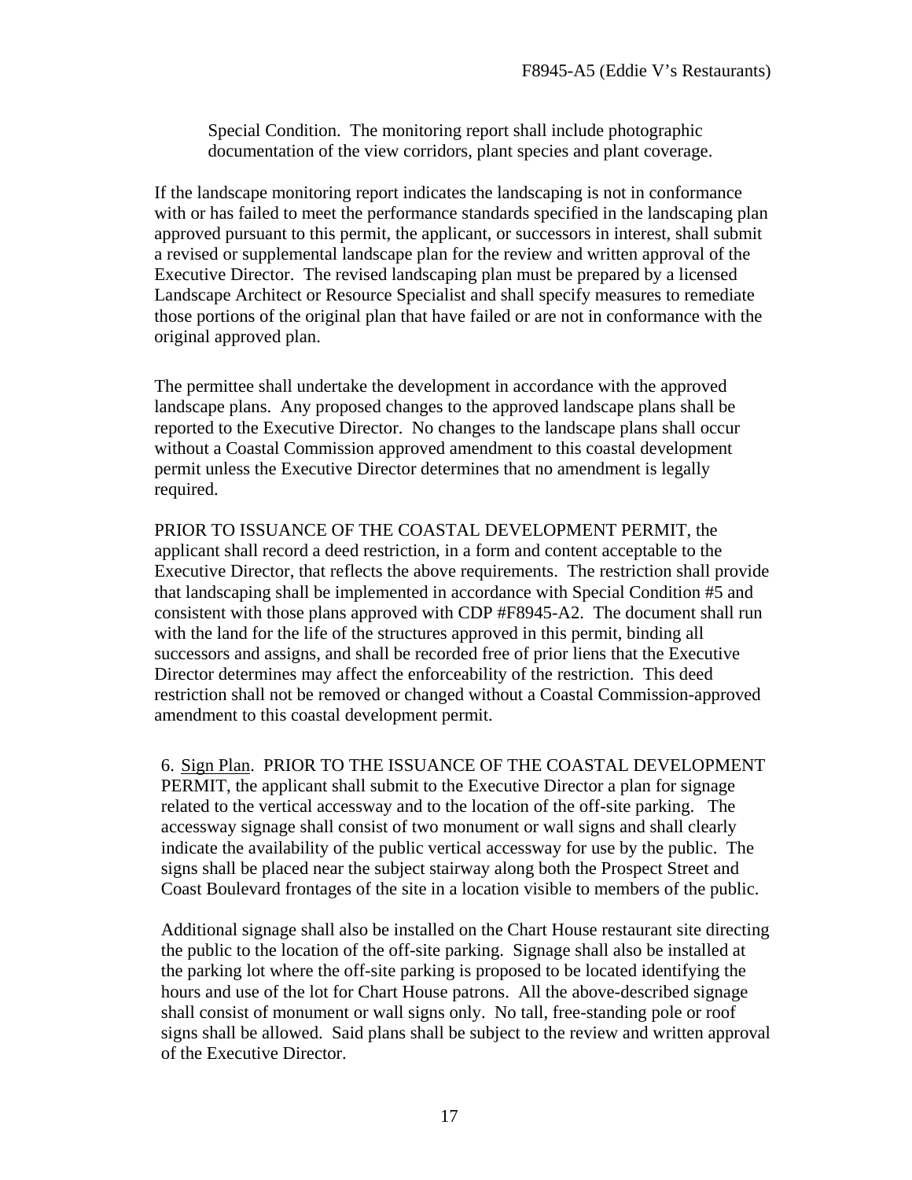Special Condition. The monitoring report shall include photographic documentation of the view corridors, plant species and plant coverage.

If the landscape monitoring report indicates the landscaping is not in conformance with or has failed to meet the performance standards specified in the landscaping plan approved pursuant to this permit, the applicant, or successors in interest, shall submit a revised or supplemental landscape plan for the review and written approval of the Executive Director. The revised landscaping plan must be prepared by a licensed Landscape Architect or Resource Specialist and shall specify measures to remediate those portions of the original plan that have failed or are not in conformance with the original approved plan.

The permittee shall undertake the development in accordance with the approved landscape plans. Any proposed changes to the approved landscape plans shall be reported to the Executive Director. No changes to the landscape plans shall occur without a Coastal Commission approved amendment to this coastal development permit unless the Executive Director determines that no amendment is legally required.

PRIOR TO ISSUANCE OF THE COASTAL DEVELOPMENT PERMIT, the applicant shall record a deed restriction, in a form and content acceptable to the Executive Director, that reflects the above requirements. The restriction shall provide that landscaping shall be implemented in accordance with Special Condition #5 and consistent with those plans approved with CDP #F8945-A2. The document shall run with the land for the life of the structures approved in this permit, binding all successors and assigns, and shall be recorded free of prior liens that the Executive Director determines may affect the enforceability of the restriction. This deed restriction shall not be removed or changed without a Coastal Commission-approved amendment to this coastal development permit.

6. Sign Plan. PRIOR TO THE ISSUANCE OF THE COASTAL DEVELOPMENT PERMIT, the applicant shall submit to the Executive Director a plan for signage related to the vertical accessway and to the location of the off-site parking. The accessway signage shall consist of two monument or wall signs and shall clearly indicate the availability of the public vertical accessway for use by the public. The signs shall be placed near the subject stairway along both the Prospect Street and Coast Boulevard frontages of the site in a location visible to members of the public.

Additional signage shall also be installed on the Chart House restaurant site directing the public to the location of the off-site parking. Signage shall also be installed at the parking lot where the off-site parking is proposed to be located identifying the hours and use of the lot for Chart House patrons. All the above-described signage shall consist of monument or wall signs only. No tall, free-standing pole or roof signs shall be allowed. Said plans shall be subject to the review and written approval of the Executive Director.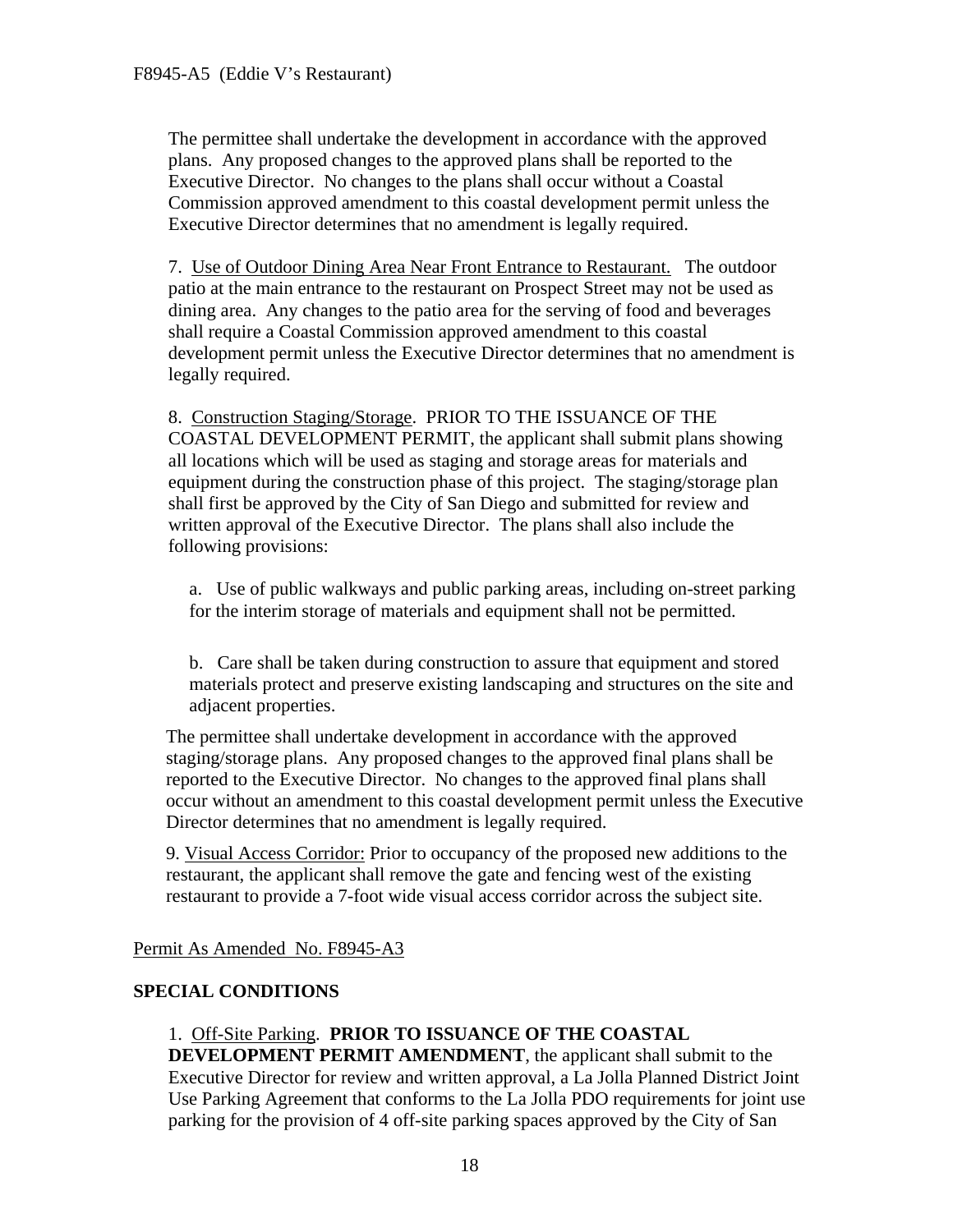The permittee shall undertake the development in accordance with the approved plans. Any proposed changes to the approved plans shall be reported to the Executive Director. No changes to the plans shall occur without a Coastal Commission approved amendment to this coastal development permit unless the Executive Director determines that no amendment is legally required.

7. Use of Outdoor Dining Area Near Front Entrance to Restaurant. The outdoor patio at the main entrance to the restaurant on Prospect Street may not be used as dining area. Any changes to the patio area for the serving of food and beverages shall require a Coastal Commission approved amendment to this coastal development permit unless the Executive Director determines that no amendment is legally required.

8. Construction Staging/Storage. PRIOR TO THE ISSUANCE OF THE COASTAL DEVELOPMENT PERMIT, the applicant shall submit plans showing all locations which will be used as staging and storage areas for materials and equipment during the construction phase of this project. The staging/storage plan shall first be approved by the City of San Diego and submitted for review and written approval of the Executive Director. The plans shall also include the following provisions:

a. Use of public walkways and public parking areas, including on-street parking for the interim storage of materials and equipment shall not be permitted.

b. Care shall be taken during construction to assure that equipment and stored materials protect and preserve existing landscaping and structures on the site and adjacent properties.

The permittee shall undertake development in accordance with the approved staging/storage plans. Any proposed changes to the approved final plans shall be reported to the Executive Director. No changes to the approved final plans shall occur without an amendment to this coastal development permit unless the Executive Director determines that no amendment is legally required.

9. Visual Access Corridor: Prior to occupancy of the proposed new additions to the restaurant, the applicant shall remove the gate and fencing west of the existing restaurant to provide a 7-foot wide visual access corridor across the subject site.

Permit As Amended No. F8945-A3

**SPECIAL CONDITIONS**

1. Off-Site Parking. **PRIOR TO ISSUANCE OF THE COASTAL DEVELOPMENT PERMIT AMENDMENT**, the applicant shall submit to the Executive Director for review and written approval, a La Jolla Planned District Joint Use Parking Agreement that conforms to the La Jolla PDO requirements for joint use parking for the provision of 4 off-site parking spaces approved by the City of San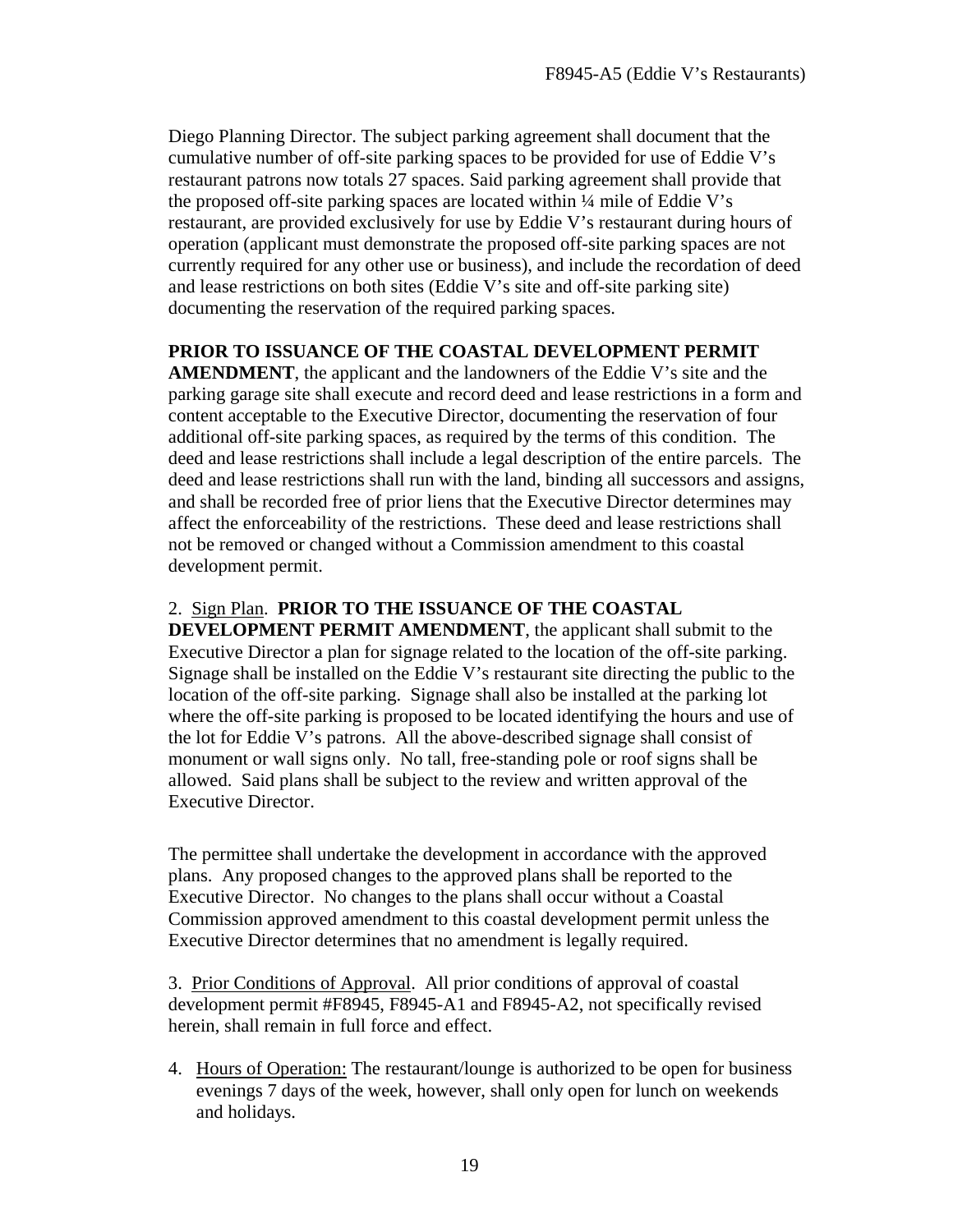Diego Planning Director. The subject parking agreement shall document that the cumulative number of off-site parking spaces to be provided for use of Eddie V's restaurant patrons now totals 27 spaces. Said parking agreement shall provide that the proposed off-site parking spaces are located within ¼ mile of Eddie V's restaurant, are provided exclusively for use by Eddie V's restaurant during hours of operation (applicant must demonstrate the proposed off-site parking spaces are not currently required for any other use or business), and include the recordation of deed and lease restrictions on both sites (Eddie V's site and off-site parking site) documenting the reservation of the required parking spaces.

**PRIOR TO ISSUANCE OF THE COASTAL DEVELOPMENT PERMIT AMENDMENT**, the applicant and the landowners of the Eddie V's site and the parking garage site shall execute and record deed and lease restrictions in a form and content acceptable to the Executive Director, documenting the reservation of four additional off-site parking spaces, as required by the terms of this condition. The deed and lease restrictions shall include a legal description of the entire parcels. The deed and lease restrictions shall run with the land, binding all successors and assigns, and shall be recorded free of prior liens that the Executive Director determines may affect the enforceability of the restrictions. These deed and lease restrictions shall not be removed or changed without a Commission amendment to this coastal development permit.

2. <u>Sign Plan</u>. **PRIOR TO THE ISSUANCE OF THE COASTAL DEVELOPMENT PERMIT AMENDMENT**, the applicant shall submit to the Executive Director a plan for signage related to the location of the off-site parking. Signage shall be installed on the Eddie V's restaurant site directing the public to the location of the off-site parking. Signage shall also be installed at the parking lot where the off-site parking is proposed to be located identifying the hours and use of the lot for Eddie V's patrons. All the above-described signage shall consist of monument or wall signs only. No tall, free-standing pole or roof signs shall be allowed. Said plans shall be subject to the review and written approval of the Executive Director.

The permittee shall undertake the development in accordance with the approved plans. Any proposed changes to the approved plans shall be reported to the Executive Director. No changes to the plans shall occur without a Coastal Commission approved amendment to this coastal development permit unless the Executive Director determines that no amendment is legally required.

3. <u>Prior Conditions of Approval</u>. All prior conditions of approval of coastal development permit #F8945, F8945-A1 and F8945-A2, not specifically revised herein, shall remain in full force and effect.

4. <u>Hours of Operation:</u> The restaurant/lounge is authorized to be open for business evenings 7 days of the week, however, shall only open for lunch on weekends and holidays.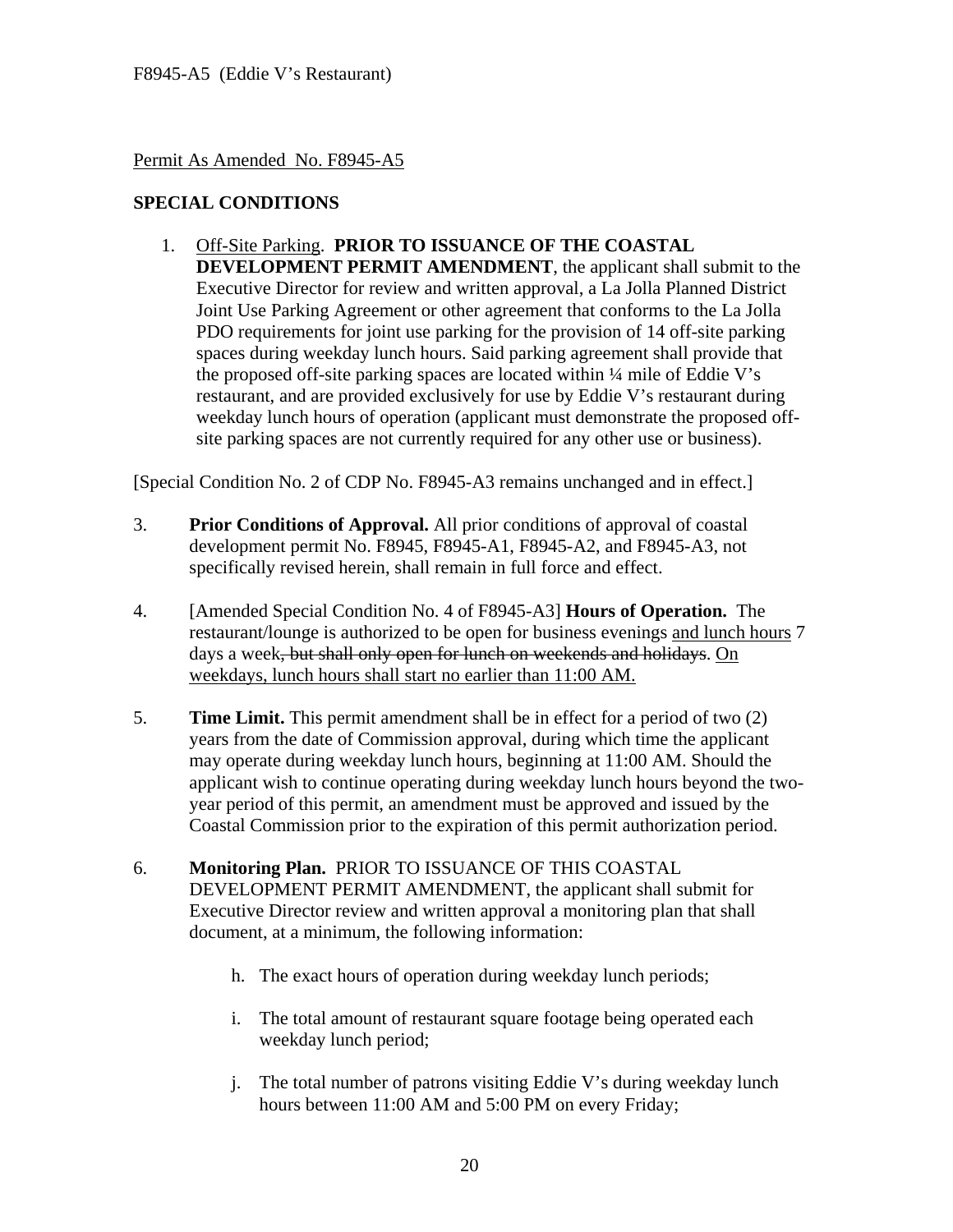Permit As Amended No. F8945-A5

**SPECIAL CONDITIONS**

1. Off-Site Parking. **PRIOR TO ISSUANCE OF THE COASTAL DEVELOPMENT PERMIT AMENDMENT**, the applicant shall submit to the Executive Director for review and written approval, a La Jolla Planned District Joint Use Parking Agreement or other agreement that conforms to the La Jolla PDO requirements for joint use parking for the provision of 14 off-site parking spaces during weekday lunch hours. Said parking agreement shall provide that the proposed off-site parking spaces are located within ¼ mile of Eddie V's restaurant, and are provided exclusively for use by Eddie V's restaurant during weekday lunch hours of operation (applicant must demonstrate the proposed off-site parking spaces are not currently required for any other use or business).

[Special Condition No. 2 of CDP No. F8945-A3 remains unchanged and in effect.]

3. **Prior Conditions of Approval.** All prior conditions of approval of coastal development permit No. F8945, F8945-A1, F8945-A2, and F8945-A3, not specifically revised herein, shall remain in full force and effect.

4. [Amended Special Condition No. 4 of F8945-A3] **Hours of Operation.** The restaurant/lounge is authorized to be open for business evenings <u>and lunch hours</u> 7 days a week~~, but shall only open for lunch on weekends and holidays~~. <u>On weekdays, lunch hours shall start no earlier than 11:00 AM.</u>

5. **Time Limit.** This permit amendment shall be in effect for a period of two (2) years from the date of Commission approval, during which time the applicant may operate during weekday lunch hours, beginning at 11:00 AM. Should the applicant wish to continue operating during weekday lunch hours beyond the two-year period of this permit, an amendment must be approved and issued by the Coastal Commission prior to the expiration of this permit authorization period.

6. **Monitoring Plan.** PRIOR TO ISSUANCE OF THIS COASTAL DEVELOPMENT PERMIT AMENDMENT, the applicant shall submit for Executive Director review and written approval a monitoring plan that shall document, at a minimum, the following information:

    h. The exact hours of operation during weekday lunch periods;

    i. The total amount of restaurant square footage being operated each weekday lunch period;

    j. The total number of patrons visiting Eddie V's during weekday lunch hours between 11:00 AM and 5:00 PM on every Friday;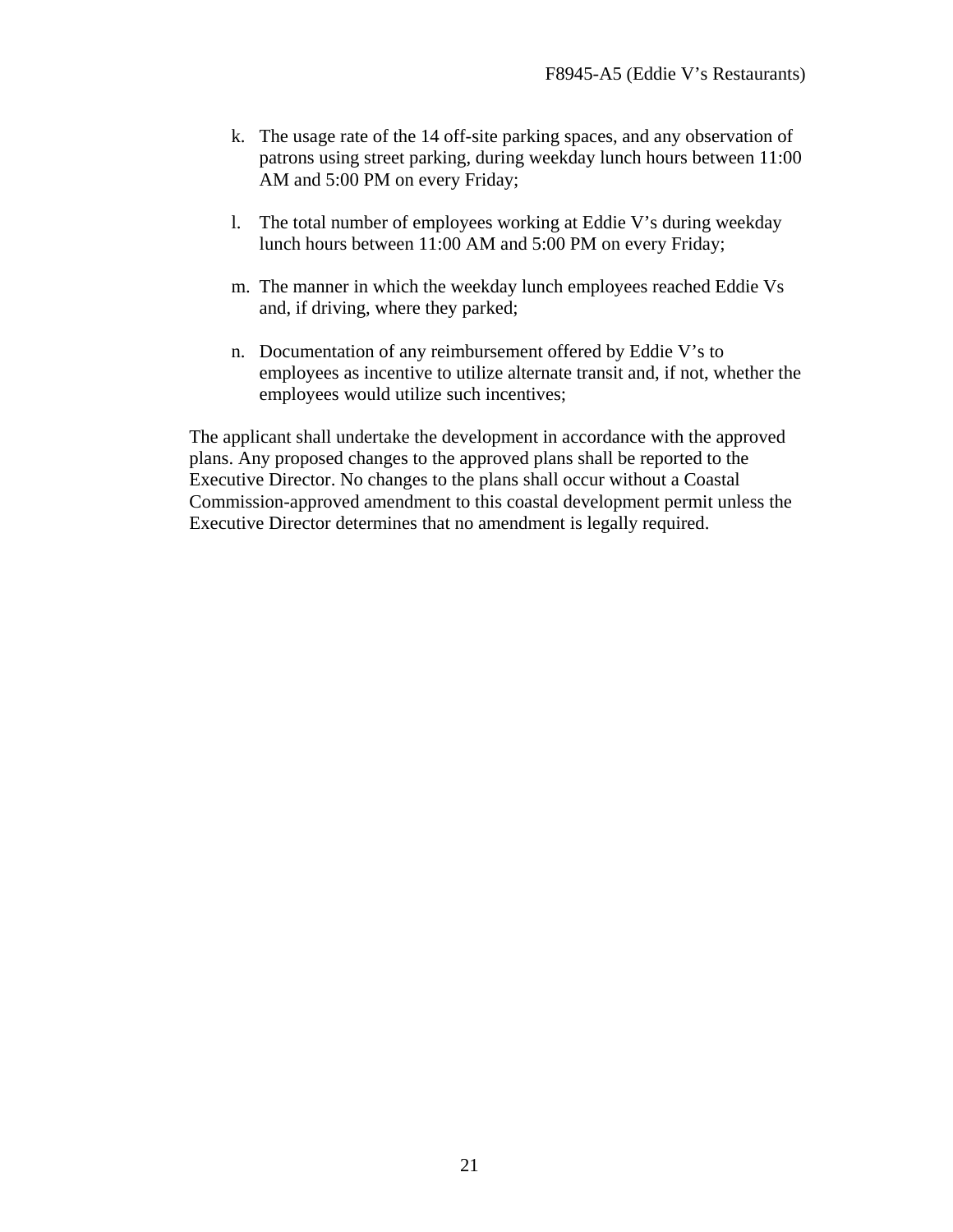k. The usage rate of the 14 off-site parking spaces, and any observation of patrons using street parking, during weekday lunch hours between 11:00 AM and 5:00 PM on every Friday;

l. The total number of employees working at Eddie V's during weekday lunch hours between 11:00 AM and 5:00 PM on every Friday;

m. The manner in which the weekday lunch employees reached Eddie Vs and, if driving, where they parked;

n. Documentation of any reimbursement offered by Eddie V's to employees as incentive to utilize alternate transit and, if not, whether the employees would utilize such incentives;

The applicant shall undertake the development in accordance with the approved plans. Any proposed changes to the approved plans shall be reported to the Executive Director. No changes to the plans shall occur without a Coastal Commission-approved amendment to this coastal development permit unless the Executive Director determines that no amendment is legally required.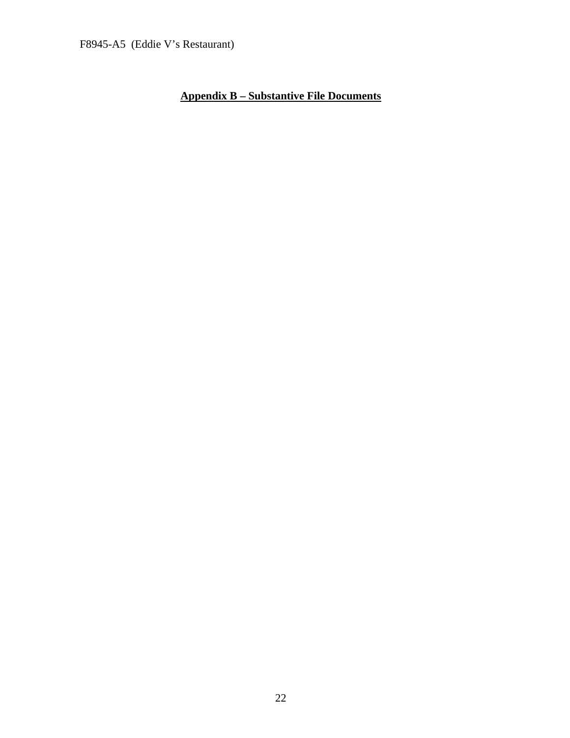## Appendix B – Substantive File Documents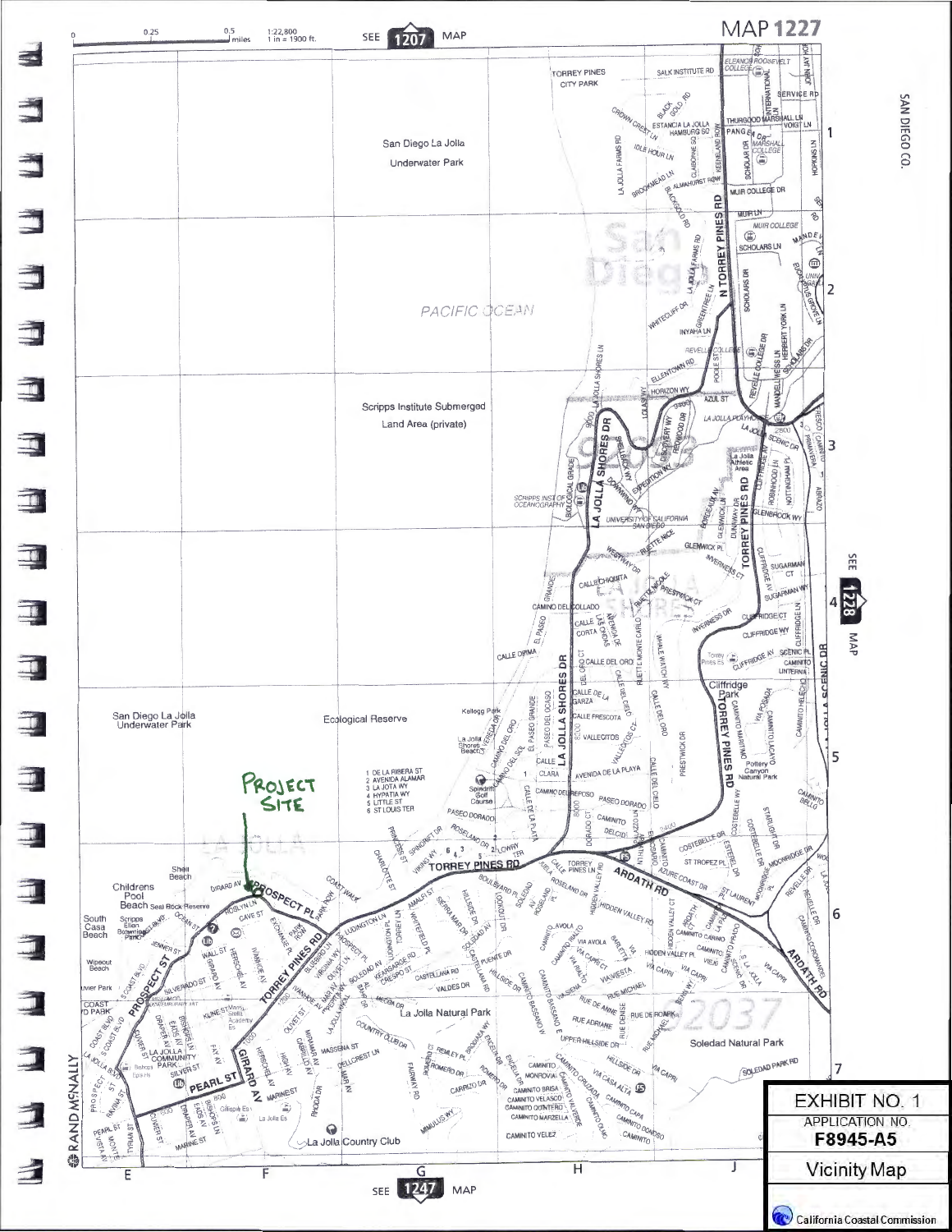MAP 1227

SEE 1207 MAP

0 0.25 0.5 miles 1:22,800 1 in = 1900 ft.

SAN DIEGO CO.

SEE 1228 MAP

SEE 1247 MAP

PROJECT SITE

EXHIBIT NO. 1

APPLICATION NO.

**F8945-A5**

Vicinity Map

California Coastal Commission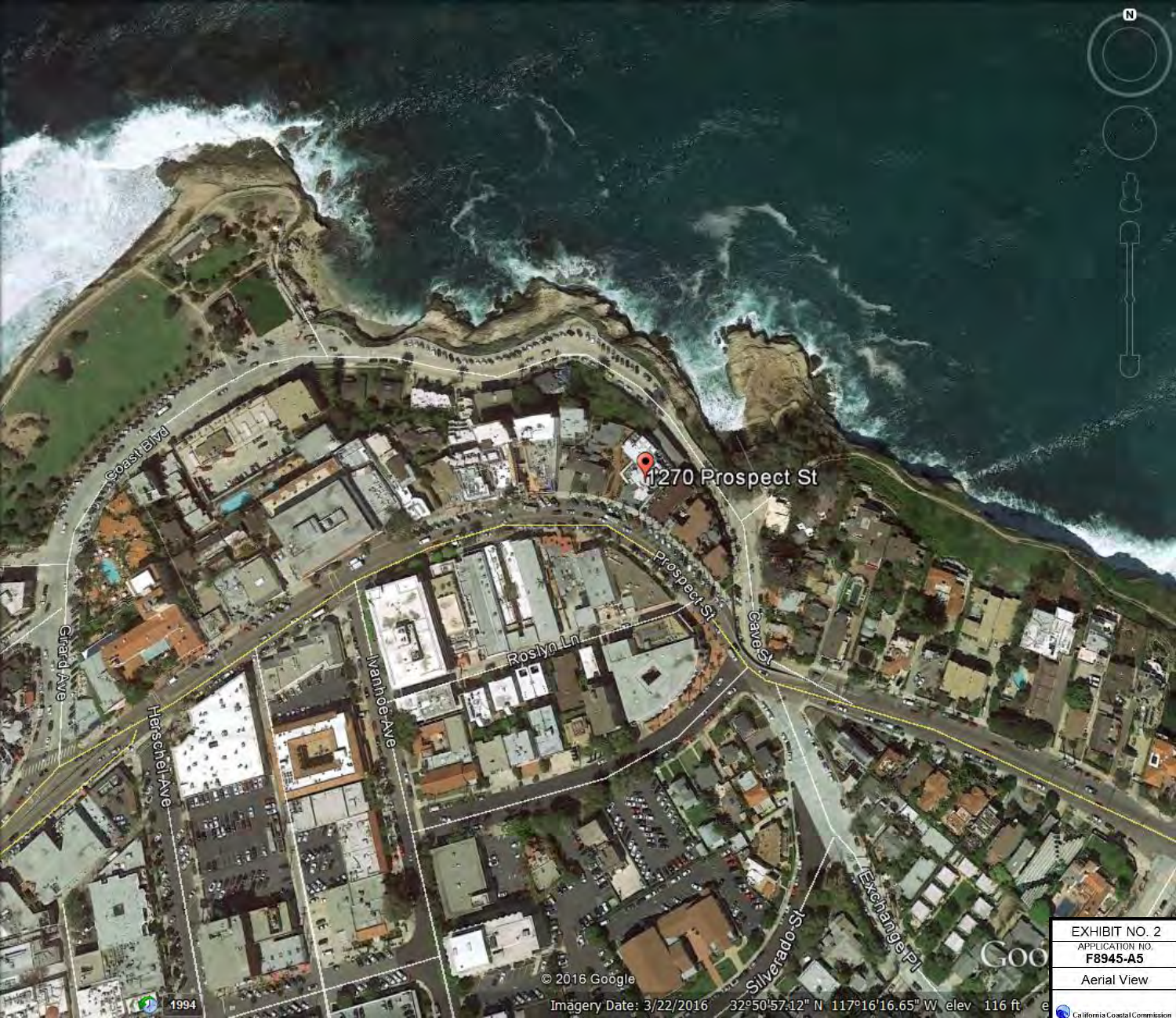EXHIBIT NO. 2

APPLICATION NO.

**F8945-A5**

Aerial View

California Coastal Commission